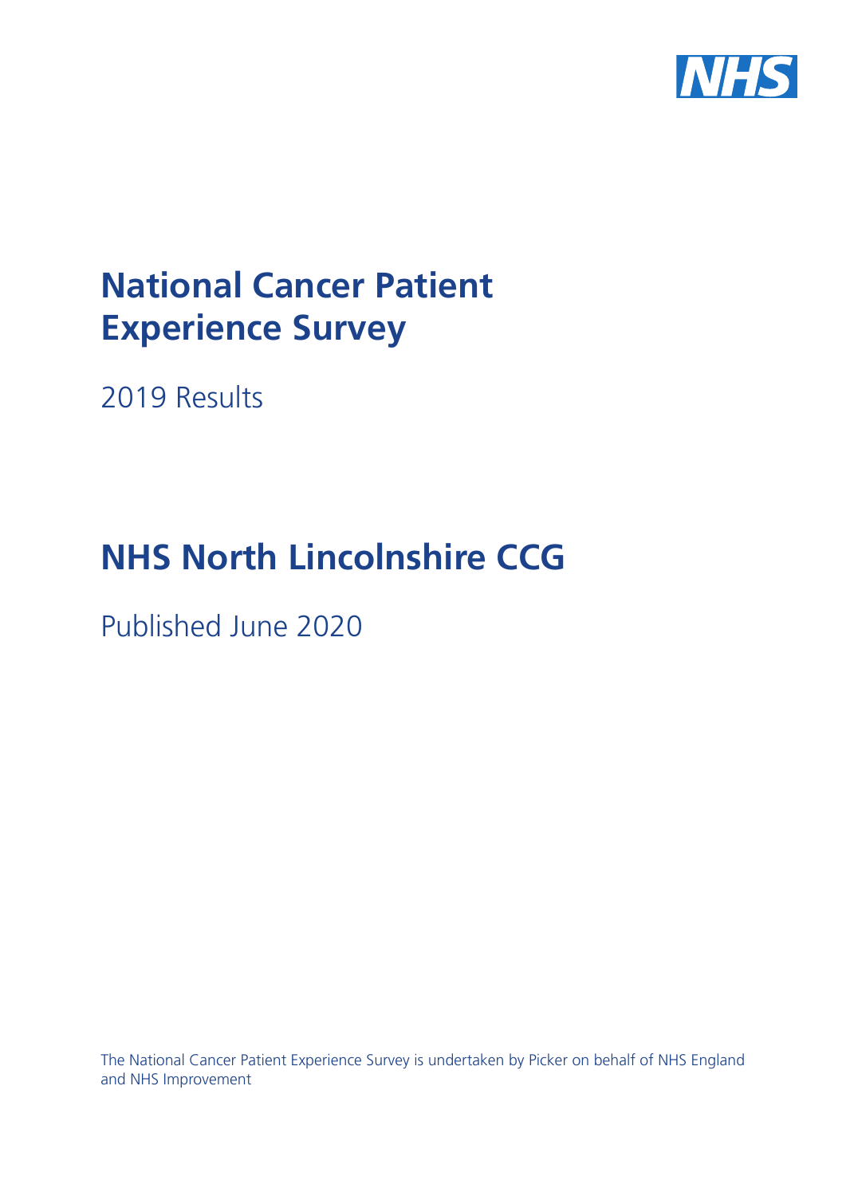# National Cancer Patient Experience Survey

2019 Results

# NHS North Lincolnshire CCG

Published June 2020

The National Cancer Patient Experience Survey is undertaken by Picker on behalf of NHS England and NHS Improvement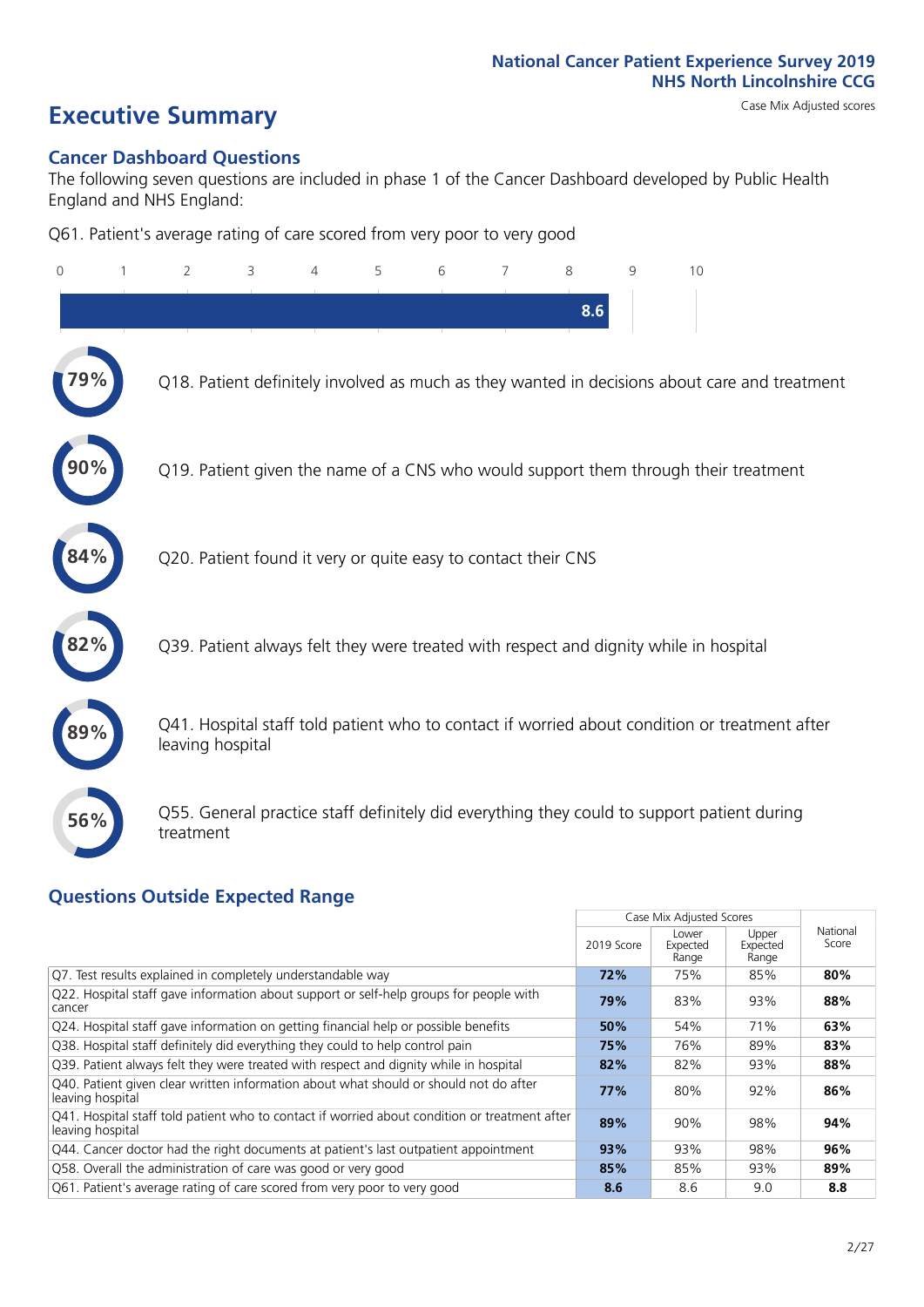National Cancer Patient Experience Survey 2019
NHS North Lincolnshire CCG

# Executive Summary

Case Mix Adjusted scores

## Cancer Dashboard Questions

The following seven questions are included in phase 1 of the Cancer Dashboard developed by Public Health England and NHS England:

Q61. Patient's average rating of care scored from very poor to very good

0 1 2 3 4 5 6 7 8 9 10

**8.6**

**79%** Q18. Patient definitely involved as much as they wanted in decisions about care and treatment

**90%** Q19. Patient given the name of a CNS who would support them through their treatment

**84%** Q20. Patient found it very or quite easy to contact their CNS

**82%** Q39. Patient always felt they were treated with respect and dignity while in hospital

**89%** Q41. Hospital staff told patient who to contact if worried about condition or treatment after leaving hospital

**56%** Q55. General practice staff definitely did everything they could to support patient during treatment

## Questions Outside Expected Range

| | Case Mix Adjusted Scores | | | National Score |
|---|---|---|---|---|
| | 2019 Score | Lower Expected Range | Upper Expected Range | |
| Q7. Test results explained in completely understandable way | **72%** | 75% | 85% | **80%** |
| Q22. Hospital staff gave information about support or self-help groups for people with cancer | **79%** | 83% | 93% | **88%** |
| Q24. Hospital staff gave information on getting financial help or possible benefits | **50%** | 54% | 71% | **63%** |
| Q38. Hospital staff definitely did everything they could to help control pain | **75%** | 76% | 89% | **83%** |
| Q39. Patient always felt they were treated with respect and dignity while in hospital | **82%** | 82% | 93% | **88%** |
| Q40. Patient given clear written information about what should or should not do after leaving hospital | **77%** | 80% | 92% | **86%** |
| Q41. Hospital staff told patient who to contact if worried about condition or treatment after leaving hospital | **89%** | 90% | 98% | **94%** |
| Q44. Cancer doctor had the right documents at patient's last outpatient appointment | **93%** | 93% | 98% | **96%** |
| Q58. Overall the administration of care was good or very good | **85%** | 85% | 93% | **89%** |
| Q61. Patient's average rating of care scored from very poor to very good | **8.6** | 8.6 | 9.0 | **8.8** |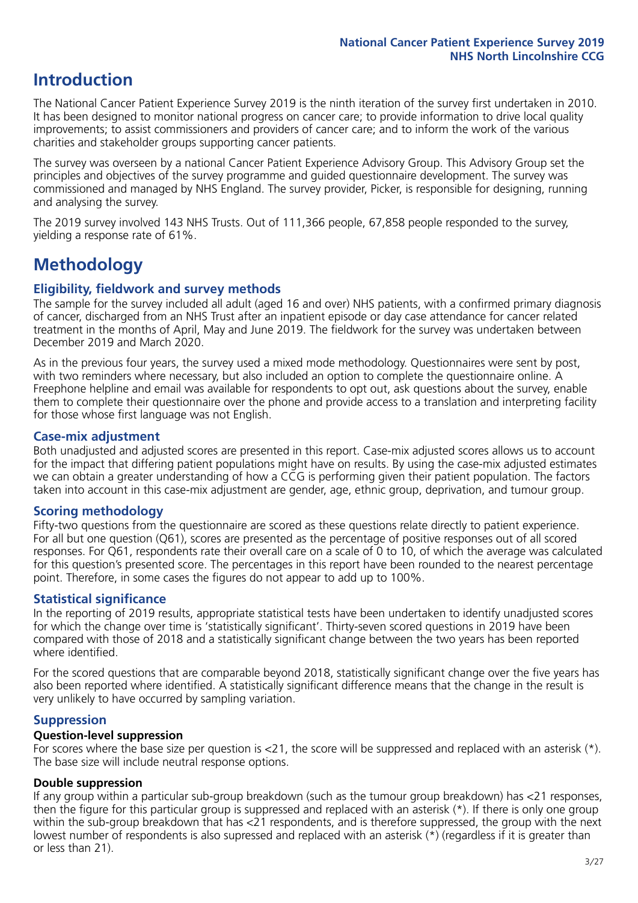# Introduction

The National Cancer Patient Experience Survey 2019 is the ninth iteration of the survey first undertaken in 2010. It has been designed to monitor national progress on cancer care; to provide information to drive local quality improvements; to assist commissioners and providers of cancer care; and to inform the work of the various charities and stakeholder groups supporting cancer patients.

The survey was overseen by a national Cancer Patient Experience Advisory Group. This Advisory Group set the principles and objectives of the survey programme and guided questionnaire development. The survey was commissioned and managed by NHS England. The survey provider, Picker, is responsible for designing, running and analysing the survey.

The 2019 survey involved 143 NHS Trusts. Out of 111,366 people, 67,858 people responded to the survey, yielding a response rate of 61%.

# Methodology

### Eligibility, fieldwork and survey methods

The sample for the survey included all adult (aged 16 and over) NHS patients, with a confirmed primary diagnosis of cancer, discharged from an NHS Trust after an inpatient episode or day case attendance for cancer related treatment in the months of April, May and June 2019. The fieldwork for the survey was undertaken between December 2019 and March 2020.

As in the previous four years, the survey used a mixed mode methodology. Questionnaires were sent by post, with two reminders where necessary, but also included an option to complete the questionnaire online. A Freephone helpline and email was available for respondents to opt out, ask questions about the survey, enable them to complete their questionnaire over the phone and provide access to a translation and interpreting facility for those whose first language was not English.

### Case-mix adjustment

Both unadjusted and adjusted scores are presented in this report. Case-mix adjusted scores allows us to account for the impact that differing patient populations might have on results. By using the case-mix adjusted estimates we can obtain a greater understanding of how a CCG is performing given their patient population. The factors taken into account in this case-mix adjustment are gender, age, ethnic group, deprivation, and tumour group.

### Scoring methodology

Fifty-two questions from the questionnaire are scored as these questions relate directly to patient experience. For all but one question (Q61), scores are presented as the percentage of positive responses out of all scored responses. For Q61, respondents rate their overall care on a scale of 0 to 10, of which the average was calculated for this question's presented score. The percentages in this report have been rounded to the nearest percentage point. Therefore, in some cases the figures do not appear to add up to 100%.

### Statistical significance

In the reporting of 2019 results, appropriate statistical tests have been undertaken to identify unadjusted scores for which the change over time is 'statistically significant'. Thirty-seven scored questions in 2019 have been compared with those of 2018 and a statistically significant change between the two years has been reported where identified.

For the scored questions that are comparable beyond 2018, statistically significant change over the five years has also been reported where identified. A statistically significant difference means that the change in the result is very unlikely to have occurred by sampling variation.

### Suppression

#### Question-level suppression

For scores where the base size per question is <21, the score will be suppressed and replaced with an asterisk (*). The base size will include neutral response options.

#### Double suppression

If any group within a particular sub-group breakdown (such as the tumour group breakdown) has <21 responses, then the figure for this particular group is suppressed and replaced with an asterisk (*). If there is only one group within the sub-group breakdown that has <21 respondents, and is therefore suppressed, the group with the next lowest number of respondents is also supressed and replaced with an asterisk (*) (regardless if it is greater than or less than 21).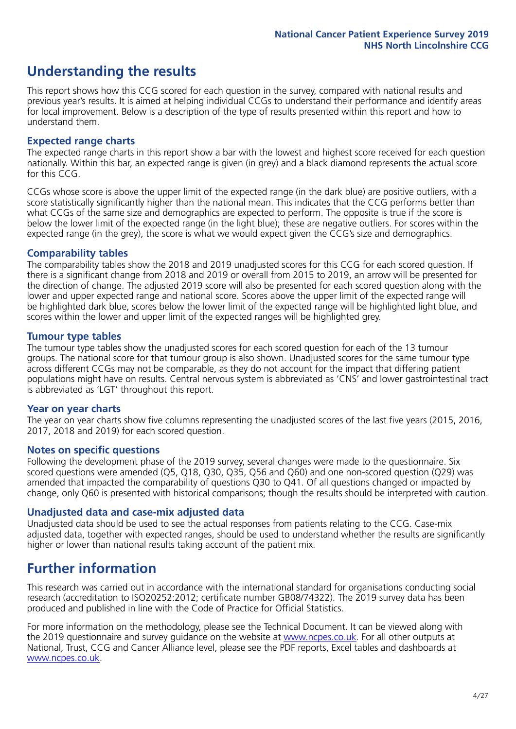# Understanding the results

This report shows how this CCG scored for each question in the survey, compared with national results and previous year's results. It is aimed at helping individual CCGs to understand their performance and identify areas for local improvement. Below is a description of the type of results presented within this report and how to understand them.

## Expected range charts

The expected range charts in this report show a bar with the lowest and highest score received for each question nationally. Within this bar, an expected range is given (in grey) and a black diamond represents the actual score for this CCG.

CCGs whose score is above the upper limit of the expected range (in the dark blue) are positive outliers, with a score statistically significantly higher than the national mean. This indicates that the CCG performs better than what CCGs of the same size and demographics are expected to perform. The opposite is true if the score is below the lower limit of the expected range (in the light blue); these are negative outliers. For scores within the expected range (in the grey), the score is what we would expect given the CCG's size and demographics.

## Comparability tables

The comparability tables show the 2018 and 2019 unadjusted scores for this CCG for each scored question. If there is a significant change from 2018 and 2019 or overall from 2015 to 2019, an arrow will be presented for the direction of change. The adjusted 2019 score will also be presented for each scored question along with the lower and upper expected range and national score. Scores above the upper limit of the expected range will be highlighted dark blue, scores below the lower limit of the expected range will be highlighted light blue, and scores within the lower and upper limit of the expected ranges will be highlighted grey.

## Tumour type tables

The tumour type tables show the unadjusted scores for each scored question for each of the 13 tumour groups. The national score for that tumour group is also shown. Unadjusted scores for the same tumour type across different CCGs may not be comparable, as they do not account for the impact that differing patient populations might have on results. Central nervous system is abbreviated as 'CNS' and lower gastrointestinal tract is abbreviated as 'LGT' throughout this report.

## Year on year charts

The year on year charts show five columns representing the unadjusted scores of the last five years (2015, 2016, 2017, 2018 and 2019) for each scored question.

## Notes on specific questions

Following the development phase of the 2019 survey, several changes were made to the questionnaire. Six scored questions were amended (Q5, Q18, Q30, Q35, Q56 and Q60) and one non-scored question (Q29) was amended that impacted the comparability of questions Q30 to Q41. Of all questions changed or impacted by change, only Q60 is presented with historical comparisons; though the results should be interpreted with caution.

## Unadjusted data and case-mix adjusted data

Unadjusted data should be used to see the actual responses from patients relating to the CCG. Case-mix adjusted data, together with expected ranges, should be used to understand whether the results are significantly higher or lower than national results taking account of the patient mix.

# Further information

This research was carried out in accordance with the international standard for organisations conducting social research (accreditation to ISO20252:2012; certificate number GB08/74322). The 2019 survey data has been produced and published in line with the Code of Practice for Official Statistics.

For more information on the methodology, please see the Technical Document. It can be viewed along with the 2019 questionnaire and survey guidance on the website at www.ncpes.co.uk. For all other outputs at National, Trust, CCG and Cancer Alliance level, please see the PDF reports, Excel tables and dashboards at www.ncpes.co.uk.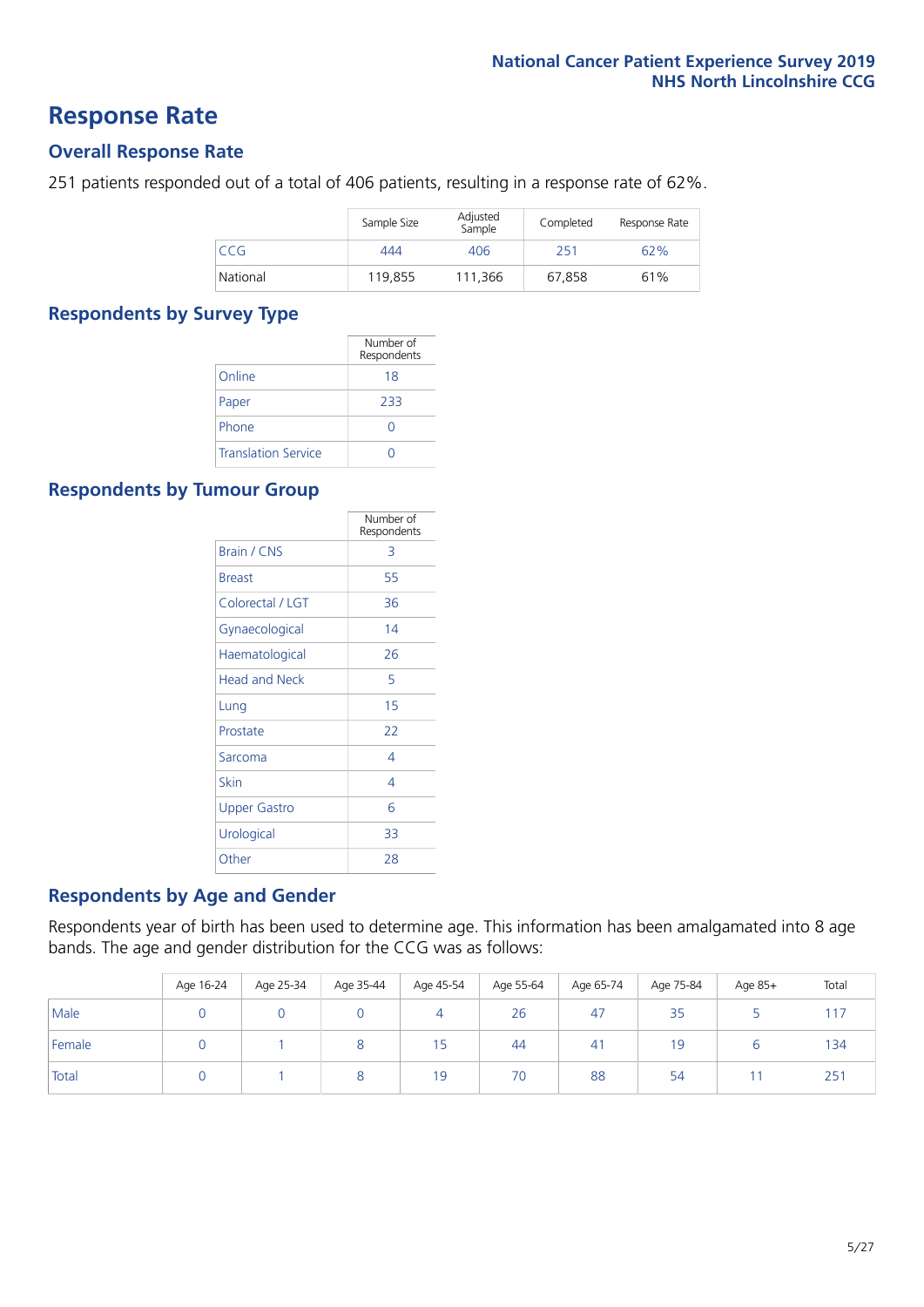# Response Rate

## Overall Response Rate

251 patients responded out of a total of 406 patients, resulting in a response rate of 62%.

| | Sample Size | Adjusted Sample | Completed | Response Rate |
|---|---|---|---|---|
| CCG | 444 | 406 | 251 | 62% |
| National | 119,855 | 111,366 | 67,858 | 61% |

## Respondents by Survey Type

| | Number of Respondents |
|---|---|
| Online | 18 |
| Paper | 233 |
| Phone | 0 |
| Translation Service | 0 |

## Respondents by Tumour Group

| | Number of Respondents |
|---|---|
| Brain / CNS | 3 |
| Breast | 55 |
| Colorectal / LGT | 36 |
| Gynaecological | 14 |
| Haematological | 26 |
| Head and Neck | 5 |
| Lung | 15 |
| Prostate | 22 |
| Sarcoma | 4 |
| Skin | 4 |
| Upper Gastro | 6 |
| Urological | 33 |
| Other | 28 |

## Respondents by Age and Gender

Respondents year of birth has been used to determine age. This information has been amalgamated into 8 age bands. The age and gender distribution for the CCG was as follows:

| | Age 16-24 | Age 25-34 | Age 35-44 | Age 45-54 | Age 55-64 | Age 65-74 | Age 75-84 | Age 85+ | Total |
|---|---|---|---|---|---|---|---|---|---|
| Male | 0 | 0 | 0 | 4 | 26 | 47 | 35 | 5 | 117 |
| Female | 0 | 1 | 8 | 15 | 44 | 41 | 19 | 6 | 134 |
| Total | 0 | 1 | 8 | 19 | 70 | 88 | 54 | 11 | 251 |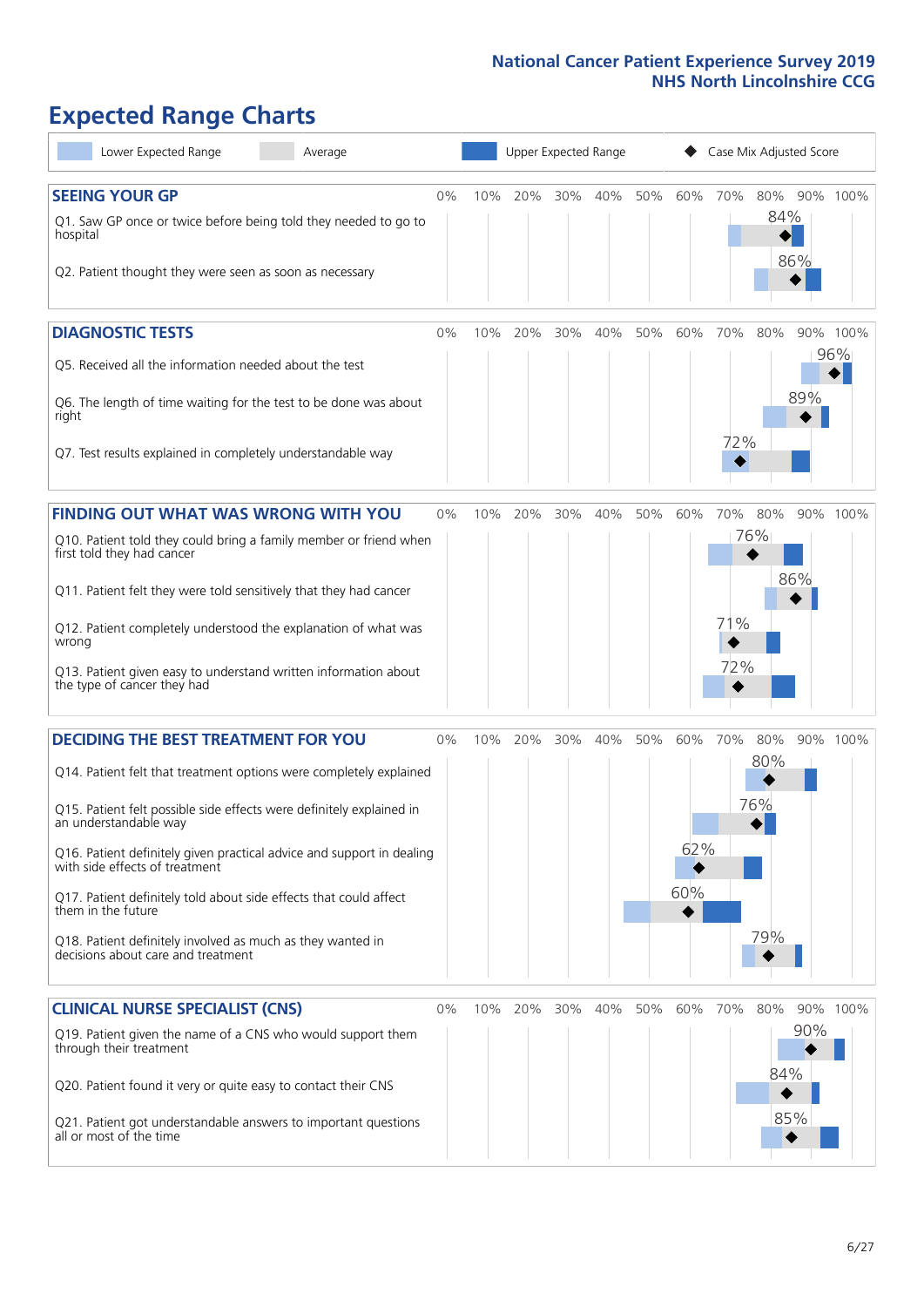# Expected Range Charts

Lower Expected Range | Average | Upper Expected Range | ◆ Case Mix Adjusted Score

## SEEING YOUR GP

| Question | Case Mix Adjusted Score |
|---|---|
| Q1. Saw GP once or twice before being told they needed to go to hospital | 84% |
| Q2. Patient thought they were seen as soon as necessary | 86% |

## DIAGNOSTIC TESTS

| Question | Case Mix Adjusted Score |
|---|---|
| Q5. Received all the information needed about the test | 96% |
| Q6. The length of time waiting for the test to be done was about right | 89% |
| Q7. Test results explained in completely understandable way | 72% |

## FINDING OUT WHAT WAS WRONG WITH YOU

| Question | Case Mix Adjusted Score |
|---|---|
| Q10. Patient told they could bring a family member or friend when first told they had cancer | 76% |
| Q11. Patient felt they were told sensitively that they had cancer | 86% |
| Q12. Patient completely understood the explanation of what was wrong | 71% |
| Q13. Patient given easy to understand written information about the type of cancer they had | 72% |

## DECIDING THE BEST TREATMENT FOR YOU

| Question | Case Mix Adjusted Score |
|---|---|
| Q14. Patient felt that treatment options were completely explained | 80% |
| Q15. Patient felt possible side effects were definitely explained in an understandable way | 76% |
| Q16. Patient definitely given practical advice and support in dealing with side effects of treatment | 62% |
| Q17. Patient definitely told about side effects that could affect them in the future | 60% |
| Q18. Patient definitely involved as much as they wanted in decisions about care and treatment | 79% |

## CLINICAL NURSE SPECIALIST (CNS)

| Question | Case Mix Adjusted Score |
|---|---|
| Q19. Patient given the name of a CNS who would support them through their treatment | 90% |
| Q20. Patient found it very or quite easy to contact their CNS | 84% |
| Q21. Patient got understandable answers to important questions all or most of the time | 85% |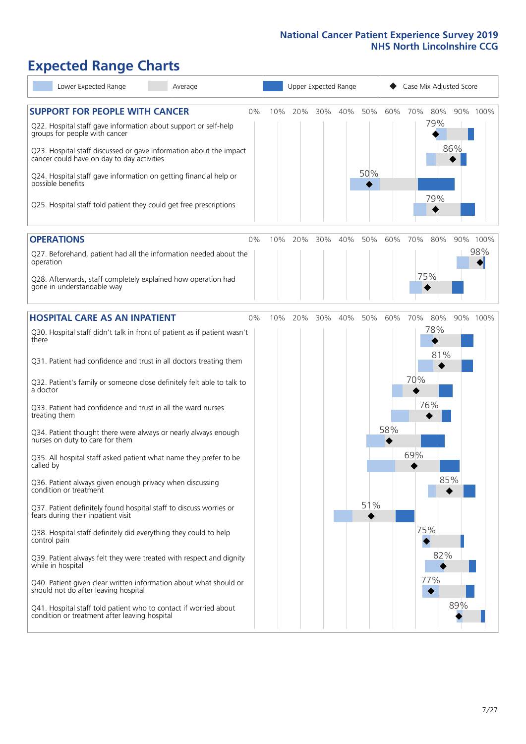National Cancer Patient Experience Survey 2019
NHS North Lincolnshire CCG

# Expected Range Charts

Lower Expected Range | Average | Upper Expected Range | ◆ Case Mix Adjusted Score

## SUPPORT FOR PEOPLE WITH CANCER

| Question | Case Mix Adjusted Score |
|---|---|
| Q22. Hospital staff gave information about support or self-help groups for people with cancer | 79% |
| Q23. Hospital staff discussed or gave information about the impact cancer could have on day to day activities | 86% |
| Q24. Hospital staff gave information on getting financial help or possible benefits | 50% |
| Q25. Hospital staff told patient they could get free prescriptions | 79% |

## OPERATIONS

| Question | Case Mix Adjusted Score |
|---|---|
| Q27. Beforehand, patient had all the information needed about the operation | 98% |
| Q28. Afterwards, staff completely explained how operation had gone in understandable way | 75% |

## HOSPITAL CARE AS AN INPATIENT

| Question | Case Mix Adjusted Score |
|---|---|
| Q30. Hospital staff didn't talk in front of patient as if patient wasn't there | 78% |
| Q31. Patient had confidence and trust in all doctors treating them | 81% |
| Q32. Patient's family or someone close definitely felt able to talk to a doctor | 70% |
| Q33. Patient had confidence and trust in all the ward nurses treating them | 76% |
| Q34. Patient thought there were always or nearly always enough nurses on duty to care for them | 58% |
| Q35. All hospital staff asked patient what name they prefer to be called by | 69% |
| Q36. Patient always given enough privacy when discussing condition or treatment | 85% |
| Q37. Patient definitely found hospital staff to discuss worries or fears during their inpatient visit | 51% |
| Q38. Hospital staff definitely did everything they could to help control pain | 75% |
| Q39. Patient always felt they were treated with respect and dignity while in hospital | 82% |
| Q40. Patient given clear written information about what should or should not do after leaving hospital | 77% |
| Q41. Hospital staff told patient who to contact if worried about condition or treatment after leaving hospital | 89% |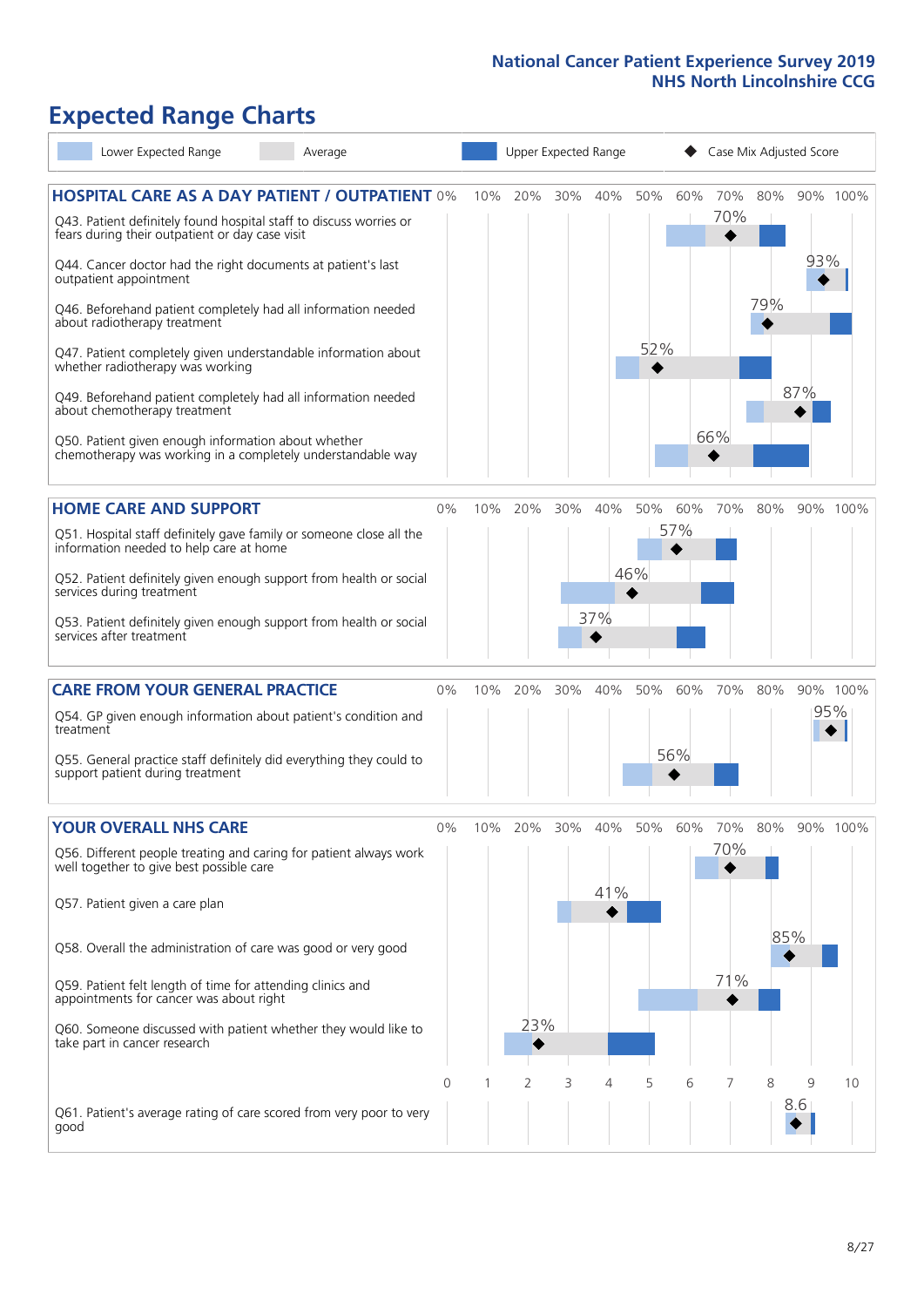National Cancer Patient Experience Survey 2019
NHS North Lincolnshire CCG

# Expected Range Charts

Lower Expected Range | Average | Upper Expected Range | Case Mix Adjusted Score

## HOSPITAL CARE AS A DAY PATIENT / OUTPATIENT

| Question | Case Mix Adjusted Score |
|---|---|
| Q43. Patient definitely found hospital staff to discuss worries or fears during their outpatient or day case visit | 70% |
| Q44. Cancer doctor had the right documents at patient's last outpatient appointment | 93% |
| Q46. Beforehand patient completely had all information needed about radiotherapy treatment | 79% |
| Q47. Patient completely given understandable information about whether radiotherapy was working | 52% |
| Q49. Beforehand patient completely had all information needed about chemotherapy treatment | 87% |
| Q50. Patient given enough information about whether chemotherapy was working in a completely understandable way | 66% |

## HOME CARE AND SUPPORT

| Question | Case Mix Adjusted Score |
|---|---|
| Q51. Hospital staff definitely gave family or someone close all the information needed to help care at home | 57% |
| Q52. Patient definitely given enough support from health or social services during treatment | 46% |
| Q53. Patient definitely given enough support from health or social services after treatment | 37% |

## CARE FROM YOUR GENERAL PRACTICE

| Question | Case Mix Adjusted Score |
|---|---|
| Q54. GP given enough information about patient's condition and treatment | 95% |
| Q55. General practice staff definitely did everything they could to support patient during treatment | 56% |

## YOUR OVERALL NHS CARE

| Question | Case Mix Adjusted Score |
|---|---|
| Q56. Different people treating and caring for patient always work well together to give best possible care | 70% |
| Q57. Patient given a care plan | 41% |
| Q58. Overall the administration of care was good or very good | 85% |
| Q59. Patient felt length of time for attending clinics and appointments for cancer was about right | 71% |
| Q60. Someone discussed with patient whether they would like to take part in cancer research | 23% |
| Q61. Patient's average rating of care scored from very poor to very good | 8.6 |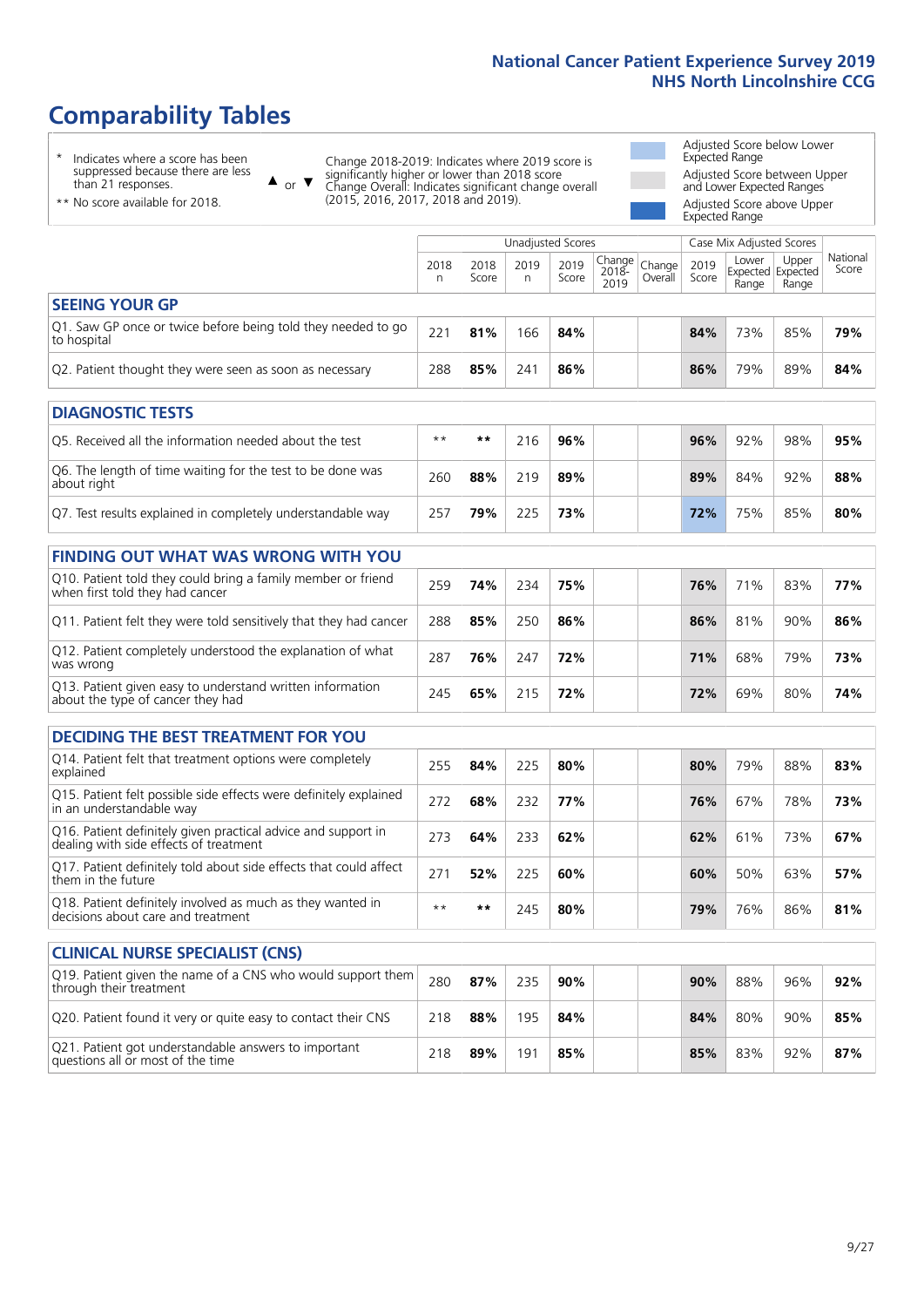# Comparability Tables

- \* Indicates where a score has been suppressed because there are less than 21 responses.
- \*\* No score available for 2018.

▲ or ▼ Change 2018-2019: Indicates where 2019 score is significantly higher or lower than 2018 score
Change Overall: Indicates significant change overall (2015, 2016, 2017, 2018 and 2019).

- Adjusted Score below Lower Expected Range
- Adjusted Score between Upper and Lower Expected Ranges
- Adjusted Score above Upper Expected Range

| | Unadjusted Scores | | | | | | Case Mix Adjusted Scores | | | |
|---|---|---|---|---|---|---|---|---|---|---|
| | 2018 n | 2018 Score | 2019 n | 2019 Score | Change 2018-2019 | Change Overall | 2019 Score | Lower Expected Range | Upper Expected Range | National Score |
| **SEEING YOUR GP** | | | | | | | | | | |
| Q1. Saw GP once or twice before being told they needed to go to hospital | 221 | **81%** | 166 | **84%** | | | **84%** | 73% | 85% | **79%** |
| Q2. Patient thought they were seen as soon as necessary | 288 | **85%** | 241 | **86%** | | | **86%** | 79% | 89% | **84%** |
| **DIAGNOSTIC TESTS** | | | | | | | | | | |
| Q5. Received all the information needed about the test | ** | ** | 216 | **96%** | | | **96%** | 92% | 98% | **95%** |
| Q6. The length of time waiting for the test to be done was about right | 260 | **88%** | 219 | **89%** | | | **89%** | 84% | 92% | **88%** |
| Q7. Test results explained in completely understandable way | 257 | **79%** | 225 | **73%** | | | **72%** | 75% | 85% | **80%** |
| **FINDING OUT WHAT WAS WRONG WITH YOU** | | | | | | | | | | |
| Q10. Patient told they could bring a family member or friend when first told they had cancer | 259 | **74%** | 234 | **75%** | | | **76%** | 71% | 83% | **77%** |
| Q11. Patient felt they were told sensitively that they had cancer | 288 | **85%** | 250 | **86%** | | | **86%** | 81% | 90% | **86%** |
| Q12. Patient completely understood the explanation of what was wrong | 287 | **76%** | 247 | **72%** | | | **71%** | 68% | 79% | **73%** |
| Q13. Patient given easy to understand written information about the type of cancer they had | 245 | **65%** | 215 | **72%** | | | **72%** | 69% | 80% | **74%** |
| **DECIDING THE BEST TREATMENT FOR YOU** | | | | | | | | | | |
| Q14. Patient felt that treatment options were completely explained | 255 | **84%** | 225 | **80%** | | | **80%** | 79% | 88% | **83%** |
| Q15. Patient felt possible side effects were definitely explained in an understandable way | 272 | **68%** | 232 | **77%** | | | **76%** | 67% | 78% | **73%** |
| Q16. Patient definitely given practical advice and support in dealing with side effects of treatment | 273 | **64%** | 233 | **62%** | | | **62%** | 61% | 73% | **67%** |
| Q17. Patient definitely told about side effects that could affect them in the future | 271 | **52%** | 225 | **60%** | | | **60%** | 50% | 63% | **57%** |
| Q18. Patient definitely involved as much as they wanted in decisions about care and treatment | ** | ** | 245 | **80%** | | | **79%** | 76% | 86% | **81%** |
| **CLINICAL NURSE SPECIALIST (CNS)** | | | | | | | | | | |
| Q19. Patient given the name of a CNS who would support them through their treatment | 280 | **87%** | 235 | **90%** | | | **90%** | 88% | 96% | **92%** |
| Q20. Patient found it very or quite easy to contact their CNS | 218 | **88%** | 195 | **84%** | | | **84%** | 80% | 90% | **85%** |
| Q21. Patient got understandable answers to important questions all or most of the time | 218 | **89%** | 191 | **85%** | | | **85%** | 83% | 92% | **87%** |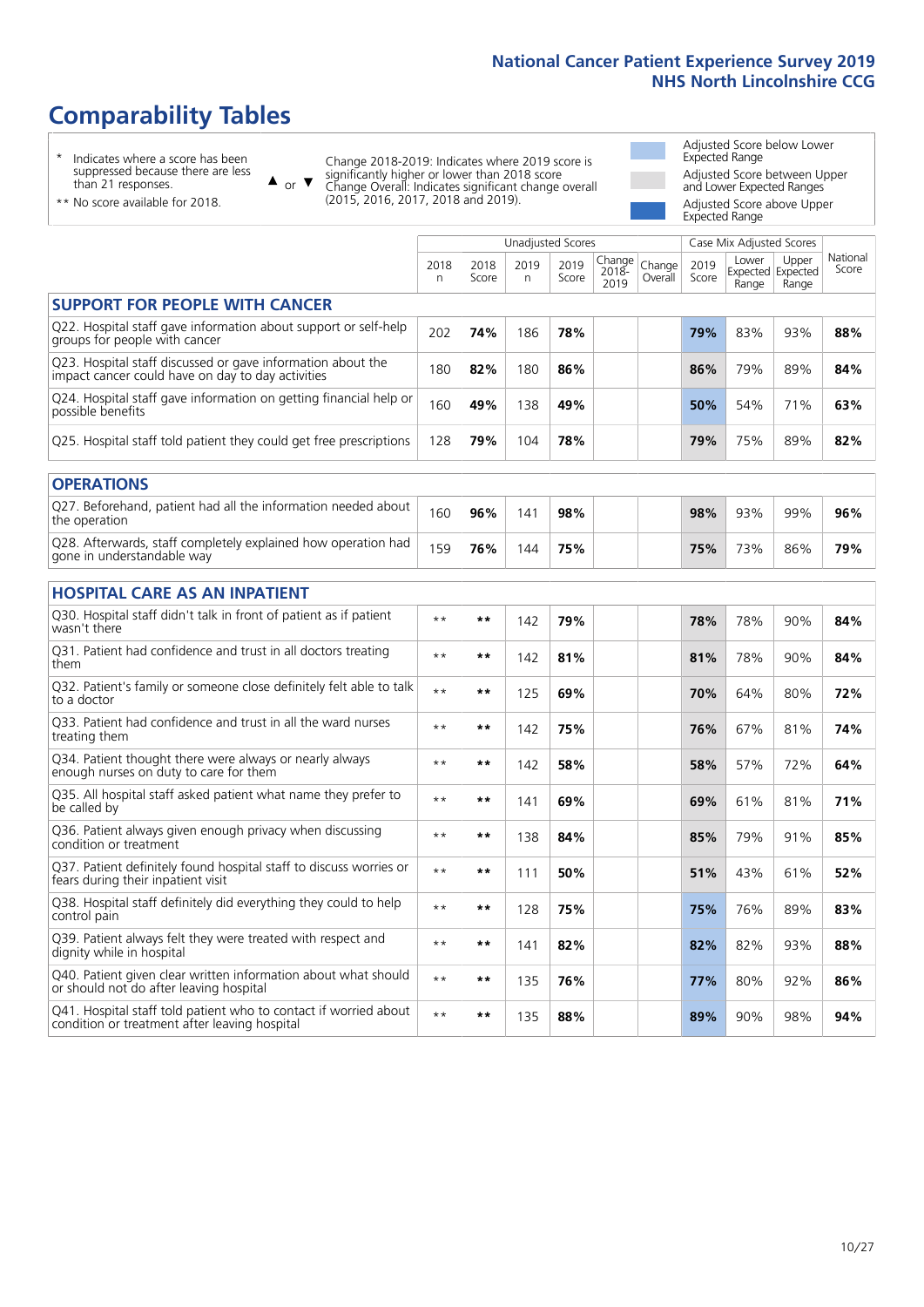# Comparability Tables

\* Indicates where a score has been suppressed because there are less than 21 responses.

\*\* No score available for 2018.

▲ or ▼ Change 2018-2019: Indicates where 2019 score is significantly higher or lower than 2018 score. Change Overall: Indicates significant change overall (2015, 2016, 2017, 2018 and 2019).

Adjusted Score below Lower Expected Range

Adjusted Score between Upper and Lower Expected Ranges

Adjusted Score above Upper Expected Range

| | Unadjusted Scores | | | | | | Case Mix Adjusted Scores | | | |
|---|---|---|---|---|---|---|---|---|---|---|
| | 2018 n | 2018 Score | 2019 n | 2019 Score | Change 2018-2019 | Change Overall | 2019 Score | Lower Expected Range | Upper Expected Range | National Score |
| **SUPPORT FOR PEOPLE WITH CANCER** | | | | | | | | | | |
| Q22. Hospital staff gave information about support or self-help groups for people with cancer | 202 | **74%** | 186 | **78%** | | | **79%** | 83% | 93% | **88%** |
| Q23. Hospital staff discussed or gave information about the impact cancer could have on day to day activities | 180 | **82%** | 180 | **86%** | | | **86%** | 79% | 89% | **84%** |
| Q24. Hospital staff gave information on getting financial help or possible benefits | 160 | **49%** | 138 | **49%** | | | **50%** | 54% | 71% | **63%** |
| Q25. Hospital staff told patient they could get free prescriptions | 128 | **79%** | 104 | **78%** | | | **79%** | 75% | 89% | **82%** |
| **OPERATIONS** | | | | | | | | | | |
| Q27. Beforehand, patient had all the information needed about the operation | 160 | **96%** | 141 | **98%** | | | **98%** | 93% | 99% | **96%** |
| Q28. Afterwards, staff completely explained how operation had gone in understandable way | 159 | **76%** | 144 | **75%** | | | **75%** | 73% | 86% | **79%** |
| **HOSPITAL CARE AS AN INPATIENT** | | | | | | | | | | |
| Q30. Hospital staff didn't talk in front of patient as if patient wasn't there | ** | ** | 142 | **79%** | | | **78%** | 78% | 90% | **84%** |
| Q31. Patient had confidence and trust in all doctors treating them | ** | ** | 142 | **81%** | | | **81%** | 78% | 90% | **84%** |
| Q32. Patient's family or someone close definitely felt able to talk to a doctor | ** | ** | 125 | **69%** | | | **70%** | 64% | 80% | **72%** |
| Q33. Patient had confidence and trust in all the ward nurses treating them | ** | ** | 142 | **75%** | | | **76%** | 67% | 81% | **74%** |
| Q34. Patient thought there were always or nearly always enough nurses on duty to care for them | ** | ** | 142 | **58%** | | | **58%** | 57% | 72% | **64%** |
| Q35. All hospital staff asked patient what name they prefer to be called by | ** | ** | 141 | **69%** | | | **69%** | 61% | 81% | **71%** |
| Q36. Patient always given enough privacy when discussing condition or treatment | ** | ** | 138 | **84%** | | | **85%** | 79% | 91% | **85%** |
| Q37. Patient definitely found hospital staff to discuss worries or fears during their inpatient visit | ** | ** | 111 | **50%** | | | **51%** | 43% | 61% | **52%** |
| Q38. Hospital staff definitely did everything they could to help control pain | ** | ** | 128 | **75%** | | | **75%** | 76% | 89% | **83%** |
| Q39. Patient always felt they were treated with respect and dignity while in hospital | ** | ** | 141 | **82%** | | | **82%** | 82% | 93% | **88%** |
| Q40. Patient given clear written information about what should or should not do after leaving hospital | ** | ** | 135 | **76%** | | | **77%** | 80% | 92% | **86%** |
| Q41. Hospital staff told patient who to contact if worried about condition or treatment after leaving hospital | ** | ** | 135 | **88%** | | | **89%** | 90% | 98% | **94%** |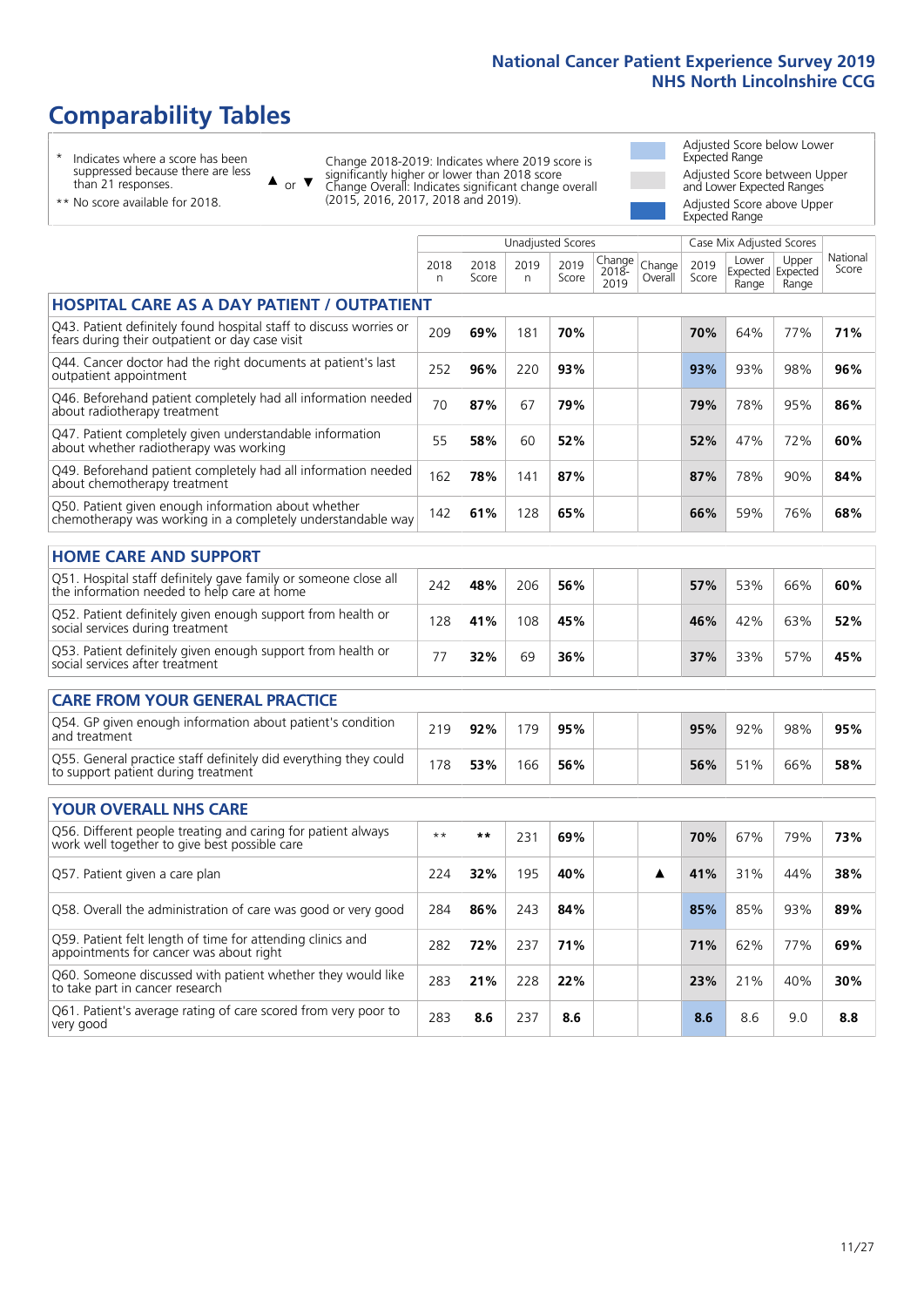# Comparability Tables

\* Indicates where a score has been suppressed because there are less than 21 responses.

\*\* No score available for 2018.

▲ or ▼ Change 2018-2019: Indicates where 2019 score is significantly higher or lower than 2018 score. Change Overall: Indicates significant change overall (2015, 2016, 2017, 2018 and 2019).

Adjusted Score below Lower Expected Range

Adjusted Score between Upper and Lower Expected Ranges

Adjusted Score above Upper Expected Range

| | Unadjusted Scores | | | | | | Case Mix Adjusted Scores | | | National Score |
|---|---|---|---|---|---|---|---|---|---|---|
| | 2018 n | 2018 Score | 2019 n | 2019 Score | Change 2018-2019 | Change Overall | 2019 Score | Lower Expected Range | Upper Expected Range | |
| **HOSPITAL CARE AS A DAY PATIENT / OUTPATIENT** | | | | | | | | | | |
| Q43. Patient definitely found hospital staff to discuss worries or fears during their outpatient or day case visit | 209 | **69%** | 181 | **70%** | | | **70%** | 64% | 77% | **71%** |
| Q44. Cancer doctor had the right documents at patient's last outpatient appointment | 252 | **96%** | 220 | **93%** | | | **93%** | 93% | 98% | **96%** |
| Q46. Beforehand patient completely had all information needed about radiotherapy treatment | 70 | **87%** | 67 | **79%** | | | **79%** | 78% | 95% | **86%** |
| Q47. Patient completely given understandable information about whether radiotherapy was working | 55 | **58%** | 60 | **52%** | | | **52%** | 47% | 72% | **60%** |
| Q49. Beforehand patient completely had all information needed about chemotherapy treatment | 162 | **78%** | 141 | **87%** | | | **87%** | 78% | 90% | **84%** |
| Q50. Patient given enough information about whether chemotherapy was working in a completely understandable way | 142 | **61%** | 128 | **65%** | | | **66%** | 59% | 76% | **68%** |
| **HOME CARE AND SUPPORT** | | | | | | | | | | |
| Q51. Hospital staff definitely gave family or someone close all the information needed to help care at home | 242 | **48%** | 206 | **56%** | | | **57%** | 53% | 66% | **60%** |
| Q52. Patient definitely given enough support from health or social services during treatment | 128 | **41%** | 108 | **45%** | | | **46%** | 42% | 63% | **52%** |
| Q53. Patient definitely given enough support from health or social services after treatment | 77 | **32%** | 69 | **36%** | | | **37%** | 33% | 57% | **45%** |
| **CARE FROM YOUR GENERAL PRACTICE** | | | | | | | | | | |
| Q54. GP given enough information about patient's condition and treatment | 219 | **92%** | 179 | **95%** | | | **95%** | 92% | 98% | **95%** |
| Q55. General practice staff definitely did everything they could to support patient during treatment | 178 | **53%** | 166 | **56%** | | | **56%** | 51% | 66% | **58%** |
| **YOUR OVERALL NHS CARE** | | | | | | | | | | |
| Q56. Different people treating and caring for patient always work well together to give best possible care | ** | ** | 231 | **69%** | | | **70%** | 67% | 79% | **73%** |
| Q57. Patient given a care plan | 224 | **32%** | 195 | **40%** | | ▲ | **41%** | 31% | 44% | **38%** |
| Q58. Overall the administration of care was good or very good | 284 | **86%** | 243 | **84%** | | | **85%** | 85% | 93% | **89%** |
| Q59. Patient felt length of time for attending clinics and appointments for cancer was about right | 282 | **72%** | 237 | **71%** | | | **71%** | 62% | 77% | **69%** |
| Q60. Someone discussed with patient whether they would like to take part in cancer research | 283 | **21%** | 228 | **22%** | | | **23%** | 21% | 40% | **30%** |
| Q61. Patient's average rating of care scored from very poor to very good | 283 | **8.6** | 237 | **8.6** | | | **8.6** | 8.6 | 9.0 | **8.8** |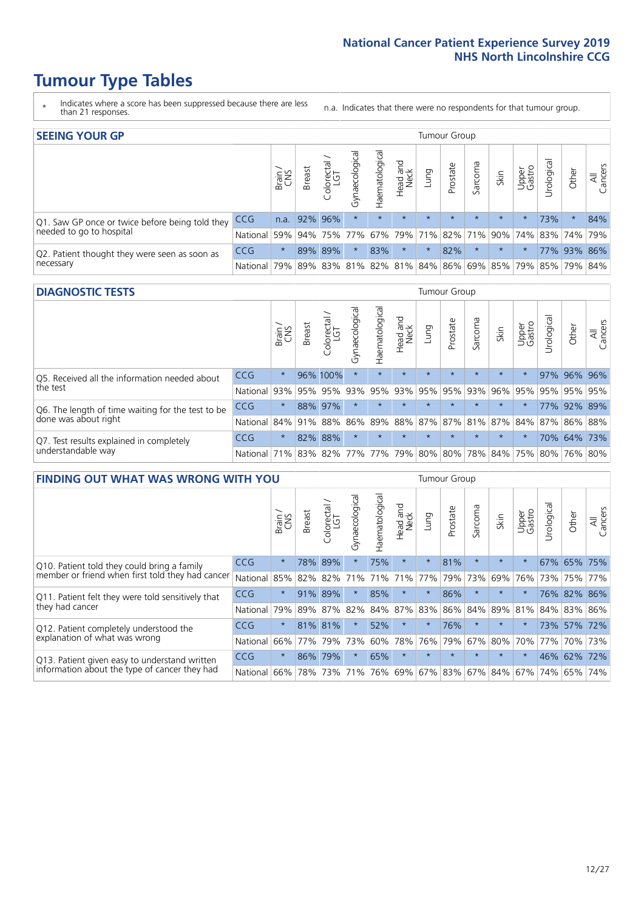# Tumour Type Tables

\* Indicates where a score has been suppressed because there are less than 21 responses.

n.a. Indicates that there were no respondents for that tumour group.

## SEEING YOUR GP

| | | Brain / CNS | Breast | Colorectal / LGT | Gynaecological | Haematological | Head and Neck | Lung | Prostate | Sarcoma | Skin | Upper Gastro | Urological | Other | All Cancers |
|---|---|---|---|---|---|---|---|---|---|---|---|---|---|---|---|
| Q1. Saw GP once or twice before being told they needed to go to hospital | CCG | n.a. | 92% | 96% | * | * | * | * | * | * | * | * | 73% | * | 84% |
| | National | 59% | 94% | 75% | 77% | 67% | 79% | 71% | 82% | 71% | 90% | 74% | 83% | 74% | 79% |
| Q2. Patient thought they were seen as soon as necessary | CCG | * | 89% | 89% | * | 83% | * | * | 82% | * | * | * | 77% | 93% | 86% |
| | National | 79% | 89% | 83% | 81% | 82% | 81% | 84% | 86% | 69% | 85% | 79% | 85% | 79% | 84% |

## DIAGNOSTIC TESTS

| | | Brain / CNS | Breast | Colorectal / LGT | Gynaecological | Haematological | Head and Neck | Lung | Prostate | Sarcoma | Skin | Upper Gastro | Urological | Other | All Cancers |
|---|---|---|---|---|---|---|---|---|---|---|---|---|---|---|---|
| Q5. Received all the information needed about the test | CCG | * | 96% | 100% | * | * | * | * | * | * | * | * | 97% | 96% | 96% |
| | National | 93% | 95% | 95% | 93% | 95% | 93% | 95% | 95% | 93% | 96% | 95% | 95% | 95% | 95% |
| Q6. The length of time waiting for the test to be done was about right | CCG | * | 88% | 97% | * | * | * | * | * | * | * | * | 77% | 92% | 89% |
| | National | 84% | 91% | 88% | 86% | 89% | 88% | 87% | 87% | 81% | 87% | 84% | 87% | 86% | 88% |
| Q7. Test results explained in completely understandable way | CCG | * | 82% | 88% | * | * | * | * | * | * | * | * | 70% | 64% | 73% |
| | National | 71% | 83% | 82% | 77% | 77% | 79% | 80% | 80% | 78% | 84% | 75% | 80% | 76% | 80% |

## FINDING OUT WHAT WAS WRONG WITH YOU

| | | Brain / CNS | Breast | Colorectal / LGT | Gynaecological | Haematological | Head and Neck | Lung | Prostate | Sarcoma | Skin | Upper Gastro | Urological | Other | All Cancers |
|---|---|---|---|---|---|---|---|---|---|---|---|---|---|---|---|
| Q10. Patient told they could bring a family member or friend when first told they had cancer | CCG | * | 78% | 89% | * | 75% | * | * | 81% | * | * | * | 67% | 65% | 75% |
| | National | 85% | 82% | 82% | 71% | 71% | 71% | 77% | 79% | 73% | 69% | 76% | 73% | 75% | 77% |
| Q11. Patient felt they were told sensitively that they had cancer | CCG | * | 91% | 89% | * | 85% | * | * | 86% | * | * | * | 76% | 82% | 86% |
| | National | 79% | 89% | 87% | 82% | 84% | 87% | 83% | 86% | 84% | 89% | 81% | 84% | 83% | 86% |
| Q12. Patient completely understood the explanation of what was wrong | CCG | * | 81% | 81% | * | 52% | * | * | 76% | * | * | * | 73% | 57% | 72% |
| | National | 66% | 77% | 79% | 73% | 60% | 78% | 76% | 79% | 67% | 80% | 70% | 77% | 70% | 73% |
| Q13. Patient given easy to understand written information about the type of cancer they had | CCG | * | 86% | 79% | * | 65% | * | * | * | * | * | * | 46% | 62% | 72% |
| | National | 66% | 78% | 73% | 71% | 76% | 69% | 67% | 83% | 67% | 84% | 67% | 74% | 65% | 74% |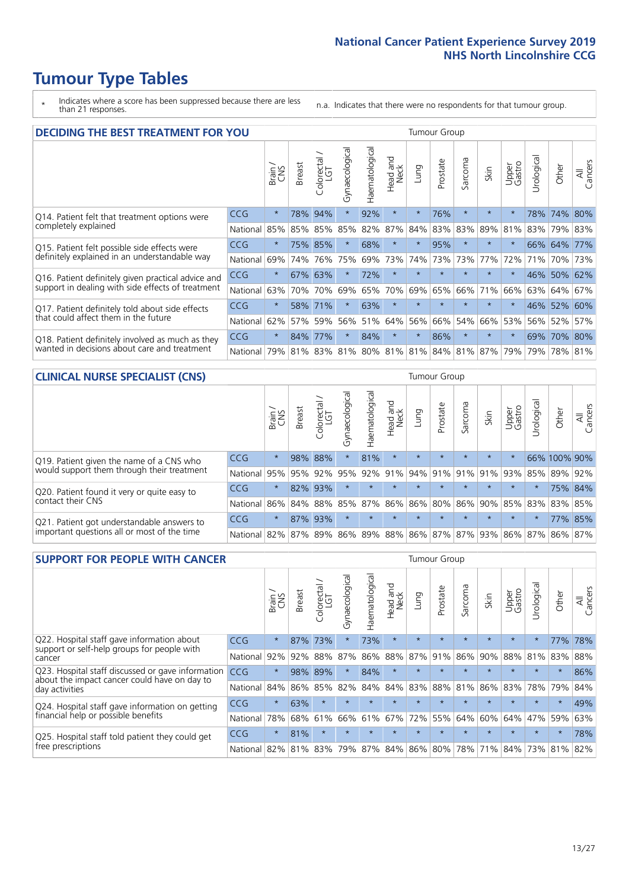# Tumour Type Tables

\* Indicates where a score has been suppressed because there are less than 21 responses.

n.a. Indicates that there were no respondents for that tumour group.

## DECIDING THE BEST TREATMENT FOR YOU

| | | Brain / CNS | Breast | Colorectal / LGT | Gynaecological | Haematological | Head and Neck | Lung | Prostate | Sarcoma | Skin | Upper Gastro | Urological | Other | All Cancers |
|---|---|---|---|---|---|---|---|---|---|---|---|---|---|---|---|
| Q14. Patient felt that treatment options were completely explained | CCG | * | 78% | 94% | * | 92% | * | * | 76% | * | * | * | 78% | 74% | 80% |
| | National | 85% | 85% | 85% | 85% | 82% | 87% | 84% | 83% | 83% | 89% | 81% | 83% | 79% | 83% |
| Q15. Patient felt possible side effects were definitely explained in an understandable way | CCG | * | 75% | 85% | * | 68% | * | * | 95% | * | * | * | 66% | 64% | 77% |
| | National | 69% | 74% | 76% | 75% | 69% | 73% | 74% | 73% | 73% | 77% | 72% | 71% | 70% | 73% |
| Q16. Patient definitely given practical advice and support in dealing with side effects of treatment | CCG | * | 67% | 63% | * | 72% | * | * | * | * | * | * | 46% | 50% | 62% |
| | National | 63% | 70% | 70% | 69% | 65% | 70% | 69% | 65% | 66% | 71% | 66% | 63% | 64% | 67% |
| Q17. Patient definitely told about side effects that could affect them in the future | CCG | * | 58% | 71% | * | 63% | * | * | * | * | * | * | 46% | 52% | 60% |
| | National | 62% | 57% | 59% | 56% | 51% | 64% | 56% | 66% | 54% | 66% | 53% | 56% | 52% | 57% |
| Q18. Patient definitely involved as much as they wanted in decisions about care and treatment | CCG | * | 84% | 77% | * | 84% | * | * | 86% | * | * | * | 69% | 70% | 80% |
| | National | 79% | 81% | 83% | 81% | 80% | 81% | 81% | 84% | 81% | 87% | 79% | 79% | 78% | 81% |

## CLINICAL NURSE SPECIALIST (CNS)

| | | Brain / CNS | Breast | Colorectal / LGT | Gynaecological | Haematological | Head and Neck | Lung | Prostate | Sarcoma | Skin | Upper Gastro | Urological | Other | All Cancers |
|---|---|---|---|---|---|---|---|---|---|---|---|---|---|---|---|
| Q19. Patient given the name of a CNS who would support them through their treatment | CCG | * | 98% | 88% | * | 81% | * | * | * | * | * | * | 66% | 100% | 90% |
| | National | 95% | 95% | 92% | 95% | 92% | 91% | 94% | 91% | 91% | 91% | 93% | 85% | 89% | 92% |
| Q20. Patient found it very or quite easy to contact their CNS | CCG | * | 82% | 93% | * | * | * | * | * | * | * | * | * | 75% | 84% |
| | National | 86% | 84% | 88% | 85% | 87% | 86% | 86% | 80% | 86% | 90% | 85% | 83% | 83% | 85% |
| Q21. Patient got understandable answers to important questions all or most of the time | CCG | * | 87% | 93% | * | * | * | * | * | * | * | * | * | 77% | 85% |
| | National | 82% | 87% | 89% | 86% | 89% | 88% | 86% | 87% | 87% | 93% | 86% | 87% | 86% | 87% |

## SUPPORT FOR PEOPLE WITH CANCER

| | | Brain / CNS | Breast | Colorectal / LGT | Gynaecological | Haematological | Head and Neck | Lung | Prostate | Sarcoma | Skin | Upper Gastro | Urological | Other | All Cancers |
|---|---|---|---|---|---|---|---|---|---|---|---|---|---|---|---|
| Q22. Hospital staff gave information about support or self-help groups for people with cancer | CCG | * | 87% | 73% | * | 73% | * | * | * | * | * | * | * | 77% | 78% |
| | National | 92% | 92% | 88% | 87% | 86% | 88% | 87% | 91% | 86% | 90% | 88% | 81% | 83% | 88% |
| Q23. Hospital staff discussed or gave information about the impact cancer could have on day to day activities | CCG | * | 98% | 89% | * | 84% | * | * | * | * | * | * | * | * | 86% |
| | National | 84% | 86% | 85% | 82% | 84% | 84% | 83% | 88% | 81% | 86% | 83% | 78% | 79% | 84% |
| Q24. Hospital staff gave information on getting financial help or possible benefits | CCG | * | 63% | * | * | * | * | * | * | * | * | * | * | * | 49% |
| | National | 78% | 68% | 61% | 66% | 61% | 67% | 72% | 55% | 64% | 60% | 64% | 47% | 59% | 63% |
| Q25. Hospital staff told patient they could get free prescriptions | CCG | * | 81% | * | * | * | * | * | * | * | * | * | * | * | 78% |
| | National | 82% | 81% | 83% | 79% | 87% | 84% | 86% | 80% | 78% | 71% | 84% | 73% | 81% | 82% |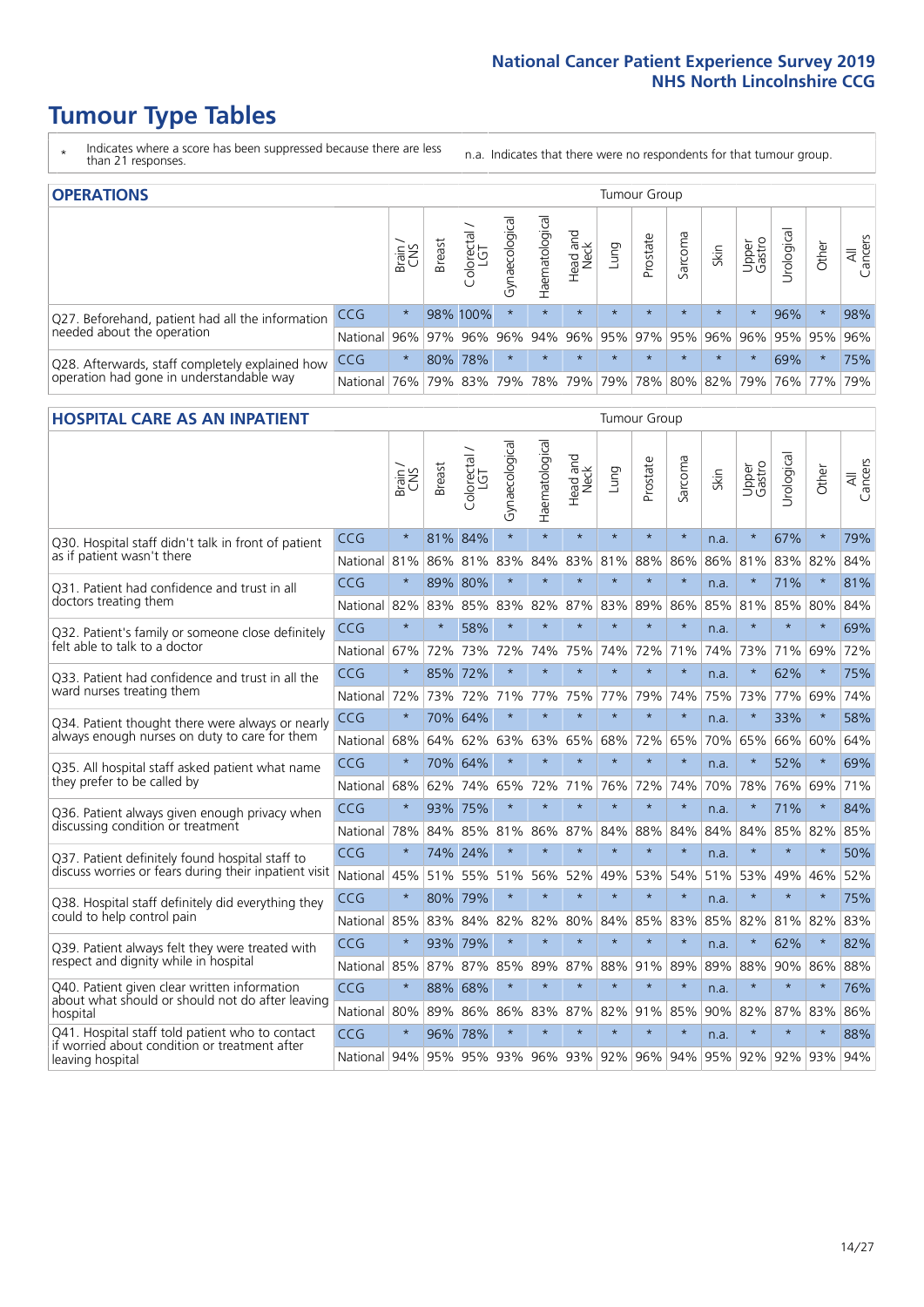# Tumour Type Tables

- \* Indicates where a score has been suppressed because there are less than 21 responses.
- n.a. Indicates that there were no respondents for that tumour group.

## OPERATIONS

| | | Brain / CNS | Breast | Colorectal / LGT | Gynaecological | Haematological | Head and Neck | Lung | Prostate | Sarcoma | Skin | Upper Gastro | Urological | Other | All Cancers |
|---|---|---|---|---|---|---|---|---|---|---|---|---|---|---|---|
| Q27. Beforehand, patient had all the information needed about the operation | CCG | * | 98% | 100% | * | * | * | * | * | * | * | * | 96% | * | 98% |
| | National | 96% | 97% | 96% | 96% | 94% | 96% | 95% | 97% | 95% | 96% | 96% | 95% | 95% | 96% |
| Q28. Afterwards, staff completely explained how operation had gone in understandable way | CCG | * | 80% | 78% | * | * | * | * | * | * | * | * | 69% | * | 75% |
| | National | 76% | 79% | 83% | 79% | 78% | 79% | 79% | 78% | 80% | 82% | 79% | 76% | 77% | 79% |

## HOSPITAL CARE AS AN INPATIENT

| | | Brain / CNS | Breast | Colorectal / LGT | Gynaecological | Haematological | Head and Neck | Lung | Prostate | Sarcoma | Skin | Upper Gastro | Urological | Other | All Cancers |
|---|---|---|---|---|---|---|---|---|---|---|---|---|---|---|---|
| Q30. Hospital staff didn't talk in front of patient as if patient wasn't there | CCG | * | 81% | 84% | * | * | * | * | * | * | n.a. | * | 67% | * | 79% |
| | National | 81% | 86% | 81% | 83% | 84% | 83% | 81% | 88% | 86% | 86% | 81% | 83% | 82% | 84% |
| Q31. Patient had confidence and trust in all doctors treating them | CCG | * | 89% | 80% | * | * | * | * | * | * | n.a. | * | 71% | * | 81% |
| | National | 82% | 83% | 85% | 83% | 82% | 87% | 83% | 89% | 86% | 85% | 81% | 85% | 80% | 84% |
| Q32. Patient's family or someone close definitely felt able to talk to a doctor | CCG | * | * | 58% | * | * | * | * | * | * | n.a. | * | * | * | 69% |
| | National | 67% | 72% | 73% | 72% | 74% | 75% | 74% | 72% | 71% | 74% | 73% | 71% | 69% | 72% |
| Q33. Patient had confidence and trust in all the ward nurses treating them | CCG | * | 85% | 72% | * | * | * | * | * | * | n.a. | * | 62% | * | 75% |
| | National | 72% | 73% | 72% | 71% | 77% | 75% | 77% | 79% | 74% | 75% | 73% | 77% | 69% | 74% |
| Q34. Patient thought there were always or nearly always enough nurses on duty to care for them | CCG | * | 70% | 64% | * | * | * | * | * | * | n.a. | * | 33% | * | 58% |
| | National | 68% | 64% | 62% | 63% | 63% | 65% | 68% | 72% | 65% | 70% | 65% | 66% | 60% | 64% |
| Q35. All hospital staff asked patient what name they prefer to be called by | CCG | * | 70% | 64% | * | * | * | * | * | * | n.a. | * | 52% | * | 69% |
| | National | 68% | 62% | 74% | 65% | 72% | 71% | 76% | 72% | 74% | 70% | 78% | 76% | 69% | 71% |
| Q36. Patient always given enough privacy when discussing condition or treatment | CCG | * | 93% | 75% | * | * | * | * | * | * | n.a. | * | 71% | * | 84% |
| | National | 78% | 84% | 85% | 81% | 86% | 87% | 84% | 88% | 84% | 84% | 84% | 85% | 82% | 85% |
| Q37. Patient definitely found hospital staff to discuss worries or fears during their inpatient visit | CCG | * | 74% | 24% | * | * | * | * | * | * | n.a. | * | * | * | 50% |
| | National | 45% | 51% | 55% | 51% | 56% | 52% | 49% | 53% | 54% | 51% | 53% | 49% | 46% | 52% |
| Q38. Hospital staff definitely did everything they could to help control pain | CCG | * | 80% | 79% | * | * | * | * | * | * | n.a. | * | * | * | 75% |
| | National | 85% | 83% | 84% | 82% | 82% | 80% | 84% | 85% | 83% | 85% | 82% | 81% | 82% | 83% |
| Q39. Patient always felt they were treated with respect and dignity while in hospital | CCG | * | 93% | 79% | * | * | * | * | * | * | n.a. | * | 62% | * | 82% |
| | National | 85% | 87% | 87% | 85% | 89% | 87% | 88% | 91% | 89% | 89% | 88% | 90% | 86% | 88% |
| Q40. Patient given clear written information about what should or should not do after leaving hospital | CCG | * | 88% | 68% | * | * | * | * | * | * | n.a. | * | * | * | 76% |
| | National | 80% | 89% | 86% | 86% | 83% | 87% | 82% | 91% | 85% | 90% | 82% | 87% | 83% | 86% |
| Q41. Hospital staff told patient who to contact if worried about condition or treatment after leaving hospital | CCG | * | 96% | 78% | * | * | * | * | * | * | n.a. | * | * | * | 88% |
| | National | 94% | 95% | 95% | 93% | 96% | 93% | 92% | 96% | 94% | 95% | 92% | 92% | 93% | 94% |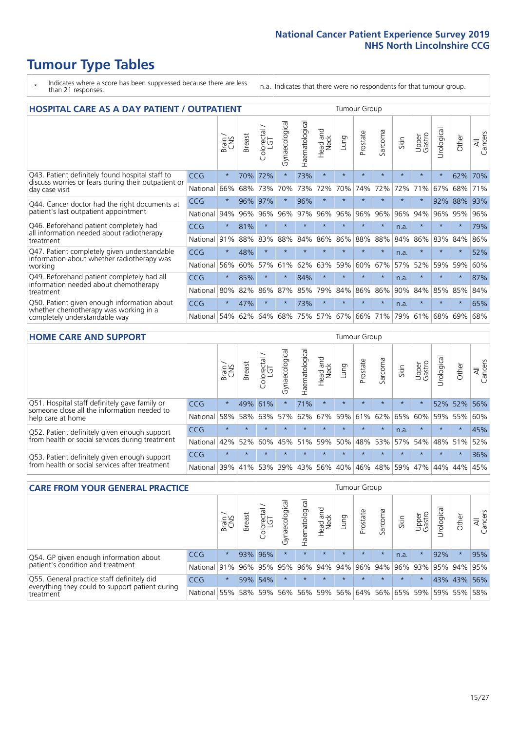# Tumour Type Tables

\* Indicates where a score has been suppressed because there are less than 21 responses.

n.a. Indicates that there were no respondents for that tumour group.

## HOSPITAL CARE AS A DAY PATIENT / OUTPATIENT

| | | Brain / CNS | Breast | Colorectal / LGT | Gynaecological | Haematological | Head and Neck | Lung | Prostate | Sarcoma | Skin | Upper Gastro | Urological | Other | All Cancers |
|---|---|---|---|---|---|---|---|---|---|---|---|---|---|---|---|
| Q43. Patient definitely found hospital staff to discuss worries or fears during their outpatient or day case visit | CCG | * | 70% | 72% | * | 73% | * | * | * | * | * | * | * | 62% | 70% |
| | National | 66% | 68% | 73% | 70% | 73% | 72% | 70% | 74% | 72% | 72% | 71% | 67% | 68% | 71% |
| Q44. Cancer doctor had the right documents at patient's last outpatient appointment | CCG | * | 96% | 97% | * | 96% | * | * | * | * | * | * | 92% | 88% | 93% |
| | National | 94% | 96% | 96% | 96% | 97% | 96% | 96% | 96% | 96% | 96% | 94% | 96% | 95% | 96% |
| Q46. Beforehand patient completely had all information needed about radiotherapy treatment | CCG | * | 81% | * | * | * | * | * | * | * | n.a. | * | * | * | 79% |
| | National | 91% | 88% | 83% | 88% | 84% | 86% | 86% | 88% | 88% | 84% | 86% | 83% | 84% | 86% |
| Q47. Patient completely given understandable information about whether radiotherapy was working | CCG | * | 48% | * | * | * | * | * | * | * | n.a. | * | * | * | 52% |
| | National | 56% | 60% | 57% | 61% | 62% | 63% | 59% | 60% | 67% | 57% | 52% | 59% | 59% | 60% |
| Q49. Beforehand patient completely had all information needed about chemotherapy treatment | CCG | * | 85% | * | * | 84% | * | * | * | * | n.a. | * | * | * | 87% |
| | National | 80% | 82% | 86% | 87% | 85% | 79% | 84% | 86% | 86% | 90% | 84% | 85% | 85% | 84% |
| Q50. Patient given enough information about whether chemotherapy was working in a completely understandable way | CCG | * | 47% | * | * | 73% | * | * | * | * | n.a. | * | * | * | 65% |
| | National | 54% | 62% | 64% | 68% | 75% | 57% | 67% | 66% | 71% | 79% | 61% | 68% | 69% | 68% |

## HOME CARE AND SUPPORT

| | | Brain / CNS | Breast | Colorectal / LGT | Gynaecological | Haematological | Head and Neck | Lung | Prostate | Sarcoma | Skin | Upper Gastro | Urological | Other | All Cancers |
|---|---|---|---|---|---|---|---|---|---|---|---|---|---|---|---|
| Q51. Hospital staff definitely gave family or someone close all the information needed to help care at home | CCG | * | 49% | 61% | * | 71% | * | * | * | * | * | * | 52% | 52% | 56% |
| | National | 58% | 58% | 63% | 57% | 62% | 67% | 59% | 61% | 62% | 65% | 60% | 59% | 55% | 60% |
| Q52. Patient definitely given enough support from health or social services during treatment | CCG | * | * | * | * | * | * | * | * | * | n.a. | * | * | * | 45% |
| | National | 42% | 52% | 60% | 45% | 51% | 59% | 50% | 48% | 53% | 57% | 54% | 48% | 51% | 52% |
| Q53. Patient definitely given enough support from health or social services after treatment | CCG | * | * | * | * | * | * | * | * | * | * | * | * | * | 36% |
| | National | 39% | 41% | 53% | 39% | 43% | 56% | 40% | 46% | 48% | 59% | 47% | 44% | 44% | 45% |

## CARE FROM YOUR GENERAL PRACTICE

| | | Brain / CNS | Breast | Colorectal / LGT | Gynaecological | Haematological | Head and Neck | Lung | Prostate | Sarcoma | Skin | Upper Gastro | Urological | Other | All Cancers |
|---|---|---|---|---|---|---|---|---|---|---|---|---|---|---|---|
| Q54. GP given enough information about patient's condition and treatment | CCG | * | 93% | 96% | * | * | * | * | * | * | n.a. | * | 92% | * | 95% |
| | National | 91% | 96% | 95% | 95% | 96% | 94% | 94% | 96% | 94% | 96% | 93% | 95% | 94% | 95% |
| Q55. General practice staff definitely did everything they could to support patient during treatment | CCG | * | 59% | 54% | * | * | * | * | * | * | * | * | 43% | 43% | 56% |
| | National | 55% | 58% | 59% | 56% | 56% | 59% | 56% | 64% | 56% | 65% | 59% | 59% | 55% | 58% |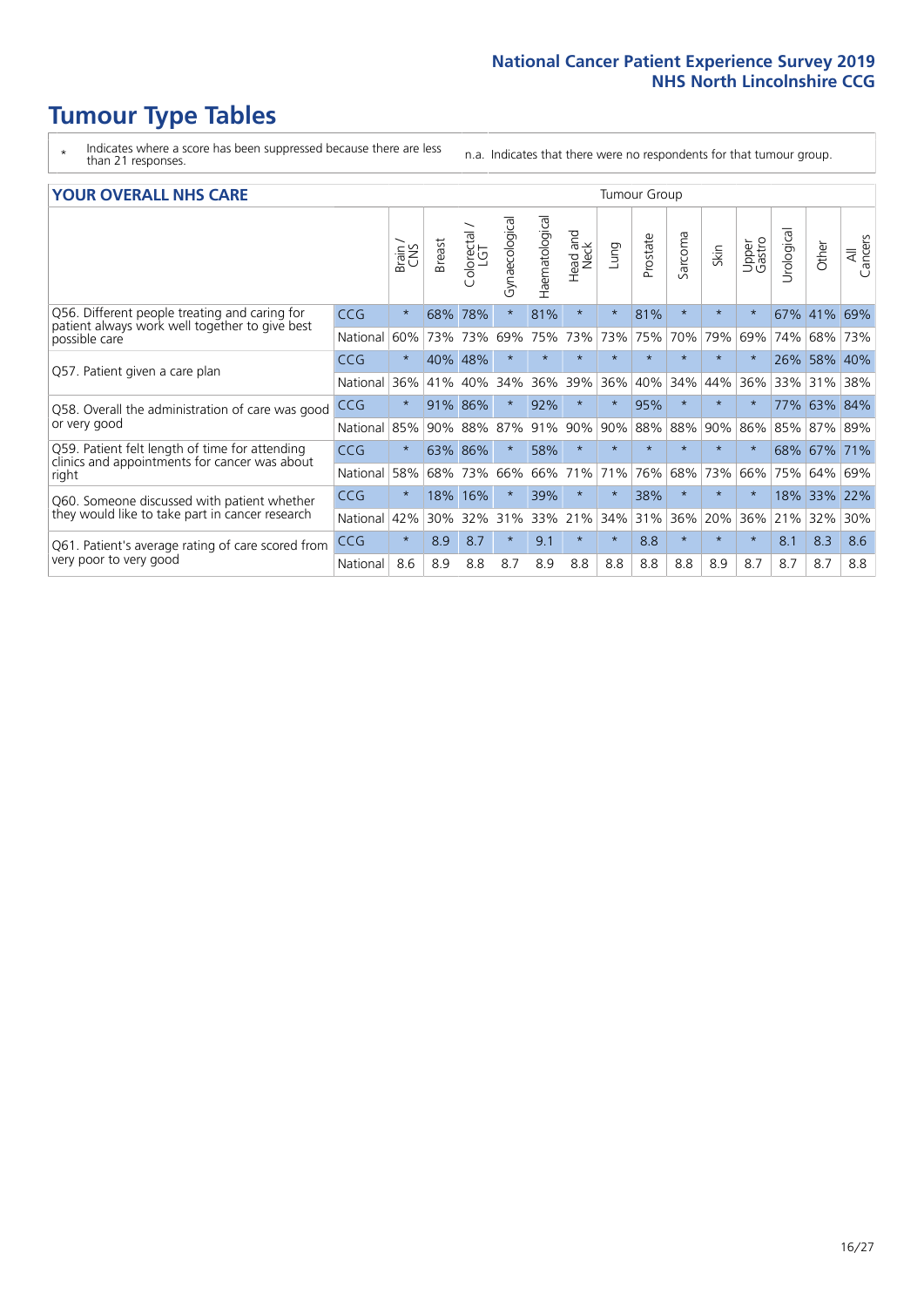# Tumour Type Tables

\* Indicates where a score has been suppressed because there are less than 21 responses.

n.a. Indicates that there were no respondents for that tumour group.

## YOUR OVERALL NHS CARE

| | | Brain / CNS | Breast | Colorectal / LGT | Gynaecological | Haematological | Head and Neck | Lung | Prostate | Sarcoma | Skin | Upper Gastro | Urological | Other | All Cancers |
|---|---|---|---|---|---|---|---|---|---|---|---|---|---|---|---|
| Q56. Different people treating and caring for patient always work well together to give best possible care | CCG | * | 68% | 78% | * | 81% | * | * | 81% | * | * | * | 67% | 41% | 69% |
| | National | 60% | 73% | 73% | 69% | 75% | 73% | 73% | 75% | 70% | 79% | 69% | 74% | 68% | 73% |
| Q57. Patient given a care plan | CCG | * | 40% | 48% | * | * | * | * | * | * | * | * | 26% | 58% | 40% |
| | National | 36% | 41% | 40% | 34% | 36% | 39% | 36% | 40% | 34% | 44% | 36% | 33% | 31% | 38% |
| Q58. Overall the administration of care was good or very good | CCG | * | 91% | 86% | * | 92% | * | * | 95% | * | * | * | 77% | 63% | 84% |
| | National | 85% | 90% | 88% | 87% | 91% | 90% | 90% | 88% | 88% | 90% | 86% | 85% | 87% | 89% |
| Q59. Patient felt length of time for attending clinics and appointments for cancer was about right | CCG | * | 63% | 86% | * | 58% | * | * | * | * | * | * | 68% | 67% | 71% |
| | National | 58% | 68% | 73% | 66% | 66% | 71% | 71% | 76% | 68% | 73% | 66% | 75% | 64% | 69% |
| Q60. Someone discussed with patient whether they would like to take part in cancer research | CCG | * | 18% | 16% | * | 39% | * | * | 38% | * | * | * | 18% | 33% | 22% |
| | National | 42% | 30% | 32% | 31% | 33% | 21% | 34% | 31% | 36% | 20% | 36% | 21% | 32% | 30% |
| Q61. Patient's average rating of care scored from very poor to very good | CCG | * | 8.9 | 8.7 | * | 9.1 | * | * | 8.8 | * | * | * | 8.1 | 8.3 | 8.6 |
| | National | 8.6 | 8.9 | 8.8 | 8.7 | 8.9 | 8.8 | 8.8 | 8.8 | 8.8 | 8.9 | 8.7 | 8.7 | 8.7 | 8.8 |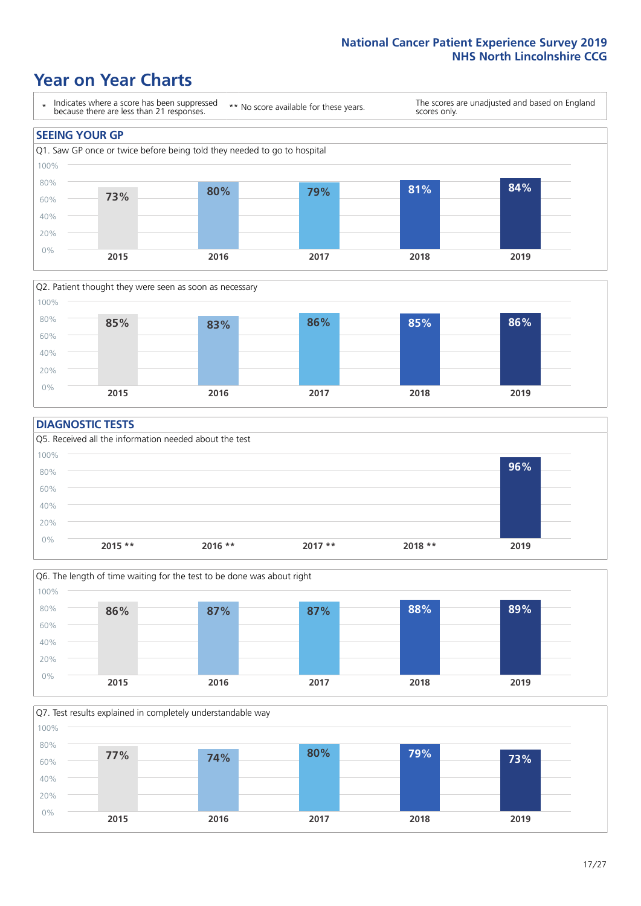# Year on Year Charts

\* Indicates where a score has been suppressed because there are less than 21 responses.

\*\* No score available for these years.

The scores are unadjusted and based on England scores only.

## SEEING YOUR GP

Q1. Saw GP once or twice before being told they needed to go to hospital

| 2015 | 2016 | 2017 | 2018 | 2019 |
|---|---|---|---|---|
| 73% | 80% | 79% | 81% | 84% |

Q2. Patient thought they were seen as soon as necessary

| 2015 | 2016 | 2017 | 2018 | 2019 |
|---|---|---|---|---|
| 85% | 83% | 86% | 85% | 86% |

## DIAGNOSTIC TESTS

Q5. Received all the information needed about the test

| 2015 ** | 2016 ** | 2017 ** | 2018 ** | 2019 |
|---|---|---|---|---|
| | | | | 96% |

Q6. The length of time waiting for the test to be done was about right

| 2015 | 2016 | 2017 | 2018 | 2019 |
|---|---|---|---|---|
| 86% | 87% | 87% | 88% | 89% |

Q7. Test results explained in completely understandable way

| 2015 | 2016 | 2017 | 2018 | 2019 |
|---|---|---|---|---|
| 77% | 74% | 80% | 79% | 73% |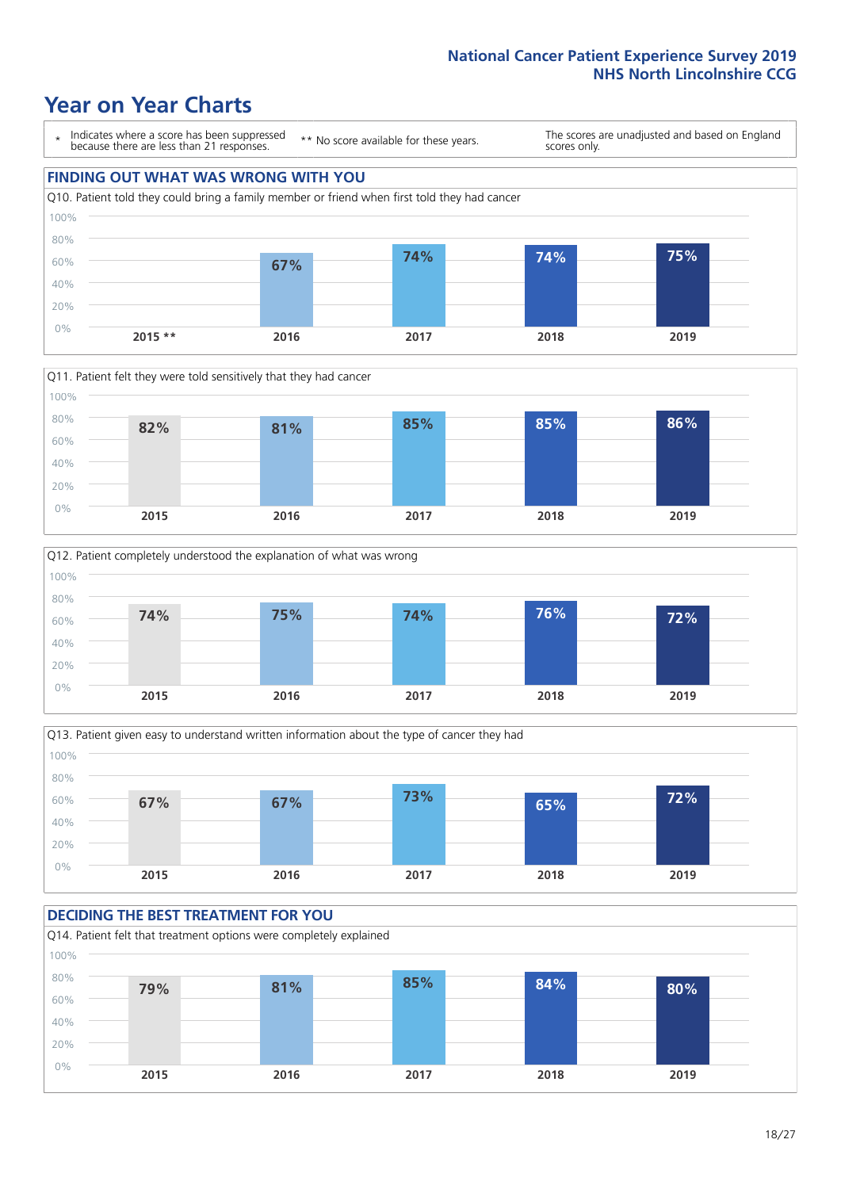# Year on Year Charts

\* Indicates where a score has been suppressed because there are less than 21 responses.

\*\* No score available for these years.

The scores are unadjusted and based on England scores only.

## FINDING OUT WHAT WAS WRONG WITH YOU

Q10. Patient told they could bring a family member or friend when first told they had cancer

| 2015 ** | 2016 | 2017 | 2018 | 2019 |
|---|---|---|---|---|
| | 67% | 74% | 74% | 75% |

Q11. Patient felt they were told sensitively that they had cancer

| 2015 | 2016 | 2017 | 2018 | 2019 |
|---|---|---|---|---|
| 82% | 81% | 85% | 85% | 86% |

Q12. Patient completely understood the explanation of what was wrong

| 2015 | 2016 | 2017 | 2018 | 2019 |
|---|---|---|---|---|
| 74% | 75% | 74% | 76% | 72% |

Q13. Patient given easy to understand written information about the type of cancer they had

| 2015 | 2016 | 2017 | 2018 | 2019 |
|---|---|---|---|---|
| 67% | 67% | 73% | 65% | 72% |

## DECIDING THE BEST TREATMENT FOR YOU

Q14. Patient felt that treatment options were completely explained

| 2015 | 2016 | 2017 | 2018 | 2019 |
|---|---|---|---|---|
| 79% | 81% | 85% | 84% | 80% |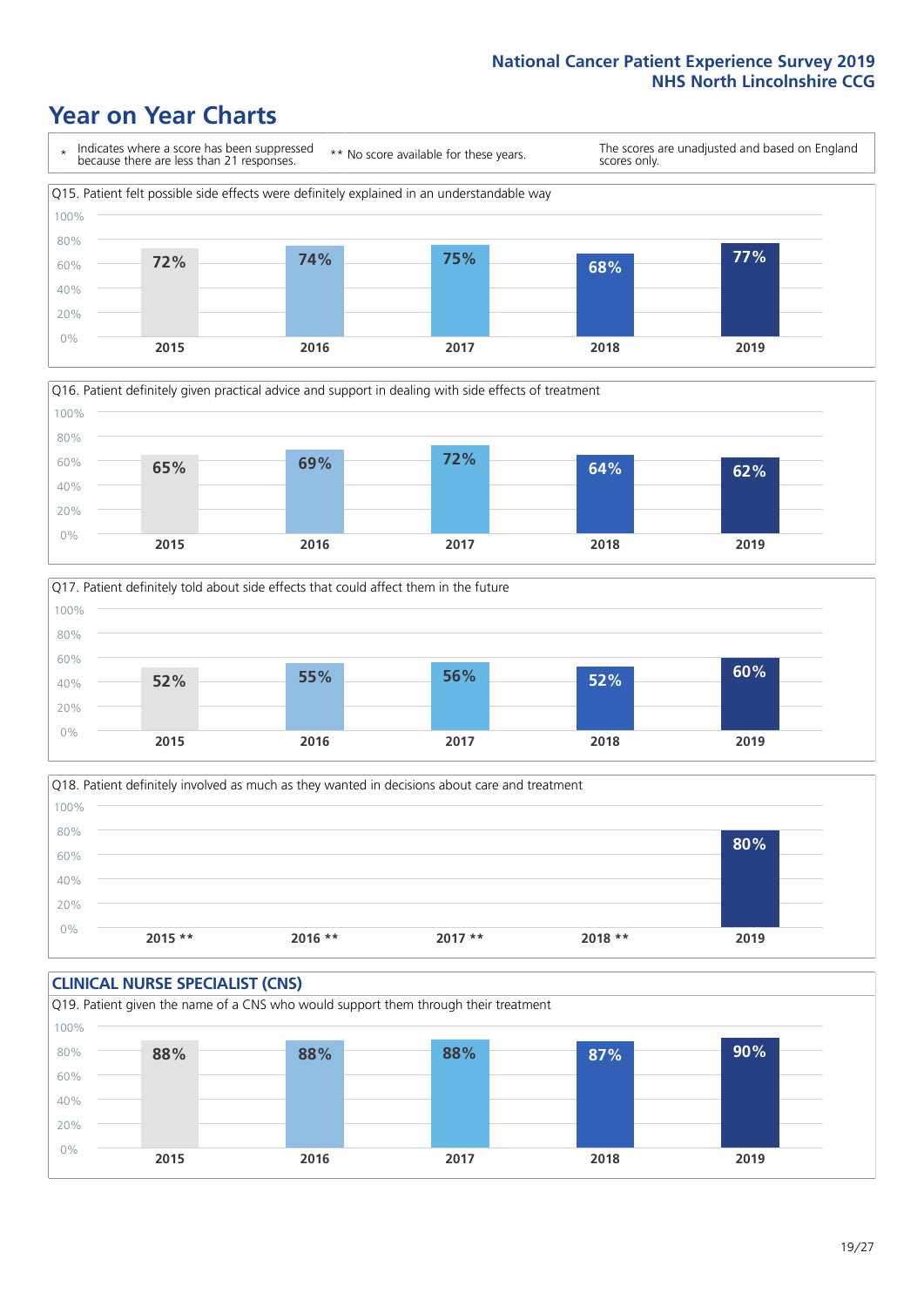# Year on Year Charts

\* Indicates where a score has been suppressed because there are less than 21 responses.

\*\* No score available for these years.

The scores are unadjusted and based on England scores only.

Q15. Patient felt possible side effects were definitely explained in an understandable way

| 2015 | 2016 | 2017 | 2018 | 2019 |
|---|---|---|---|---|
| 72% | 74% | 75% | 68% | 77% |

Q16. Patient definitely given practical advice and support in dealing with side effects of treatment

| 2015 | 2016 | 2017 | 2018 | 2019 |
|---|---|---|---|---|
| 65% | 69% | 72% | 64% | 62% |

Q17. Patient definitely told about side effects that could affect them in the future

| 2015 | 2016 | 2017 | 2018 | 2019 |
|---|---|---|---|---|
| 52% | 55% | 56% | 52% | 60% |

Q18. Patient definitely involved as much as they wanted in decisions about care and treatment

| 2015 ** | 2016 ** | 2017 ** | 2018 ** | 2019 |
|---|---|---|---|---|
| | | | | 80% |

## CLINICAL NURSE SPECIALIST (CNS)

Q19. Patient given the name of a CNS who would support them through their treatment

| 2015 | 2016 | 2017 | 2018 | 2019 |
|---|---|---|---|---|
| 88% | 88% | 88% | 87% | 90% |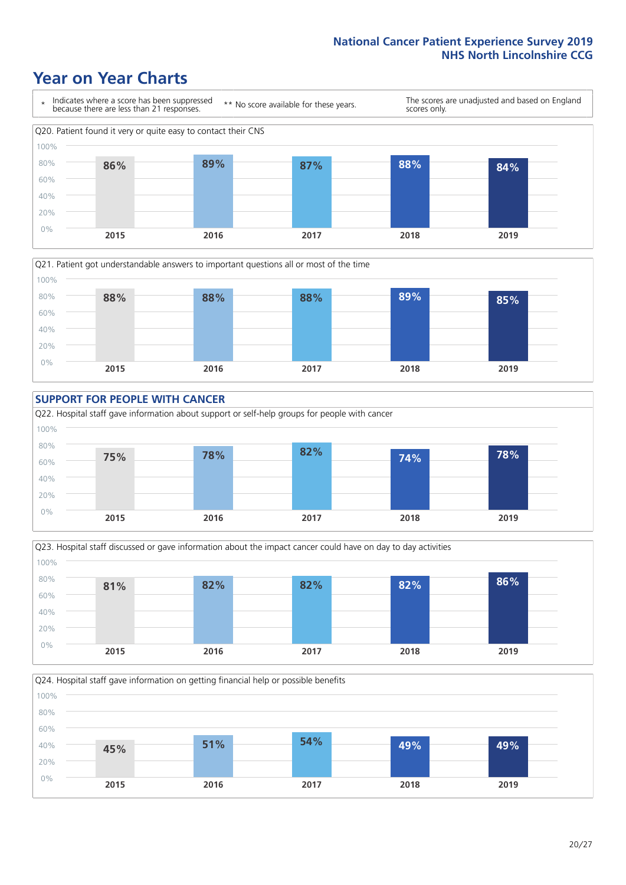# Year on Year Charts

\* Indicates where a score has been suppressed because there are less than 21 responses.

\*\* No score available for these years.

The scores are unadjusted and based on England scores only.

Q20. Patient found it very or quite easy to contact their CNS

| 2015 | 2016 | 2017 | 2018 | 2019 |
|---|---|---|---|---|
| 86% | 89% | 87% | 88% | 84% |

Q21. Patient got understandable answers to important questions all or most of the time

| 2015 | 2016 | 2017 | 2018 | 2019 |
|---|---|---|---|---|
| 88% | 88% | 88% | 89% | 85% |

## SUPPORT FOR PEOPLE WITH CANCER

Q22. Hospital staff gave information about support or self-help groups for people with cancer

| 2015 | 2016 | 2017 | 2018 | 2019 |
|---|---|---|---|---|
| 75% | 78% | 82% | 74% | 78% |

Q23. Hospital staff discussed or gave information about the impact cancer could have on day to day activities

| 2015 | 2016 | 2017 | 2018 | 2019 |
|---|---|---|---|---|
| 81% | 82% | 82% | 82% | 86% |

Q24. Hospital staff gave information on getting financial help or possible benefits

| 2015 | 2016 | 2017 | 2018 | 2019 |
|---|---|---|---|---|
| 45% | 51% | 54% | 49% | 49% |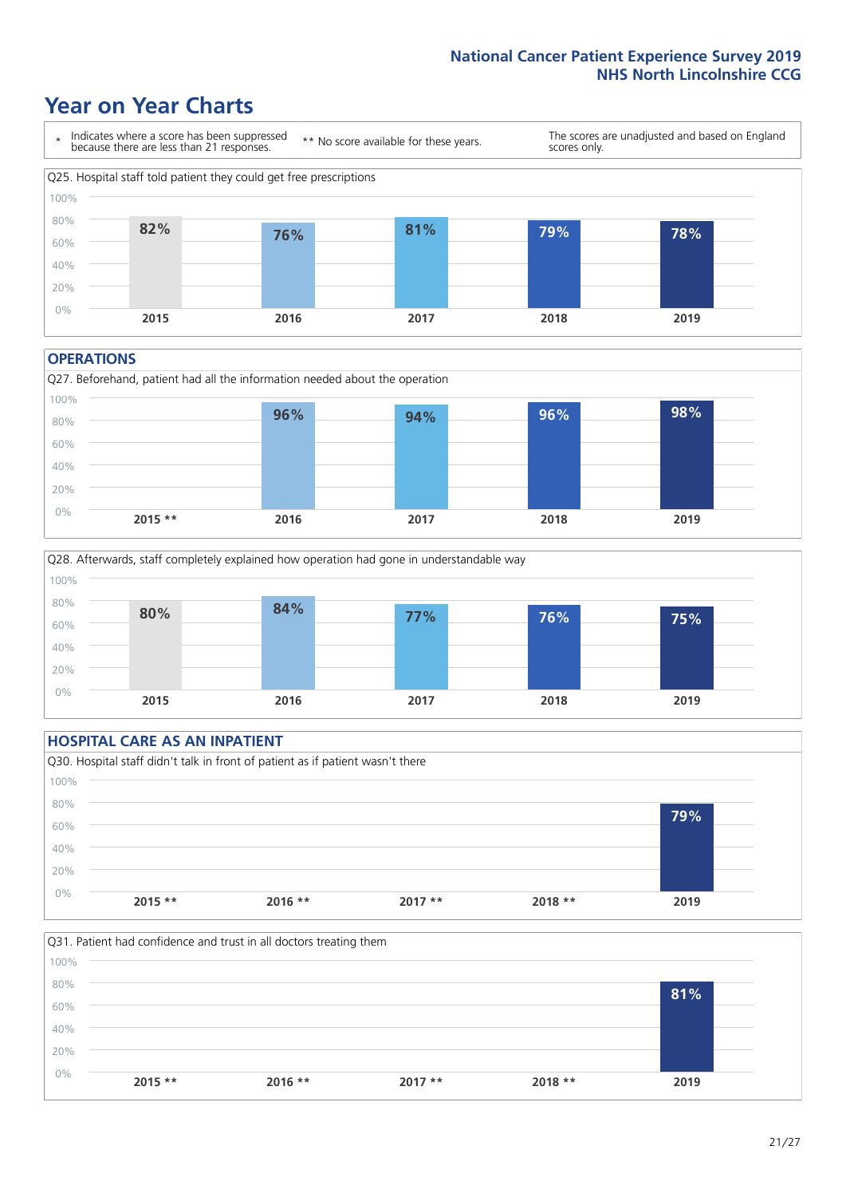# Year on Year Charts

\* Indicates where a score has been suppressed because there are less than 21 responses.

** No score available for these years.

The scores are unadjusted and based on England scores only.

Q25. Hospital staff told patient they could get free prescriptions

| 2015 | 2016 | 2017 | 2018 | 2019 |
|---|---|---|---|---|
| 82% | 76% | 81% | 79% | 78% |

## OPERATIONS

Q27. Beforehand, patient had all the information needed about the operation

| 2015 ** | 2016 | 2017 | 2018 | 2019 |
|---|---|---|---|---|
| | 96% | 94% | 96% | 98% |

Q28. Afterwards, staff completely explained how operation had gone in understandable way

| 2015 | 2016 | 2017 | 2018 | 2019 |
|---|---|---|---|---|
| 80% | 84% | 77% | 76% | 75% |

## HOSPITAL CARE AS AN INPATIENT

Q30. Hospital staff didn't talk in front of patient as if patient wasn't there

| 2015 ** | 2016 ** | 2017 ** | 2018 ** | 2019 |
|---|---|---|---|---|
| | | | | 79% |

Q31. Patient had confidence and trust in all doctors treating them

| 2015 ** | 2016 ** | 2017 ** | 2018 ** | 2019 |
|---|---|---|---|---|
| | | | | 81% |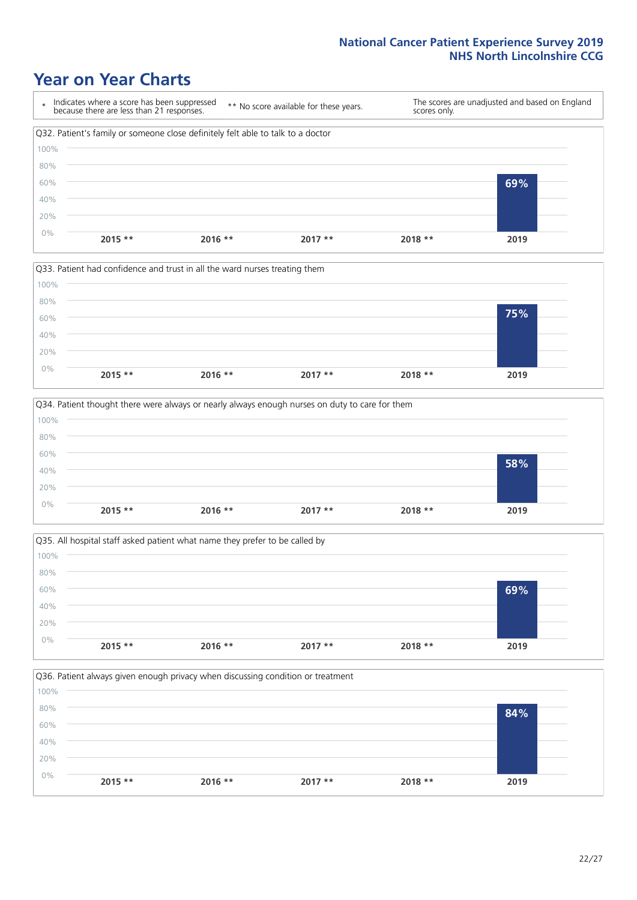# Year on Year Charts

\* Indicates where a score has been suppressed because there are less than 21 responses.

\*\* No score available for these years.

The scores are unadjusted and based on England scores only.

Q32. Patient's family or someone close definitely felt able to talk to a doctor

| 2015 ** | 2016 ** | 2017 ** | 2018 ** | 2019 |
|---|---|---|---|---|
| | | | | 69% |

Q33. Patient had confidence and trust in all the ward nurses treating them

| 2015 ** | 2016 ** | 2017 ** | 2018 ** | 2019 |
|---|---|---|---|---|
| | | | | 75% |

Q34. Patient thought there were always or nearly always enough nurses on duty to care for them

| 2015 ** | 2016 ** | 2017 ** | 2018 ** | 2019 |
|---|---|---|---|---|
| | | | | 58% |

Q35. All hospital staff asked patient what name they prefer to be called by

| 2015 ** | 2016 ** | 2017 ** | 2018 ** | 2019 |
|---|---|---|---|---|
| | | | | 69% |

Q36. Patient always given enough privacy when discussing condition or treatment

| 2015 ** | 2016 ** | 2017 ** | 2018 ** | 2019 |
|---|---|---|---|---|
| | | | | 84% |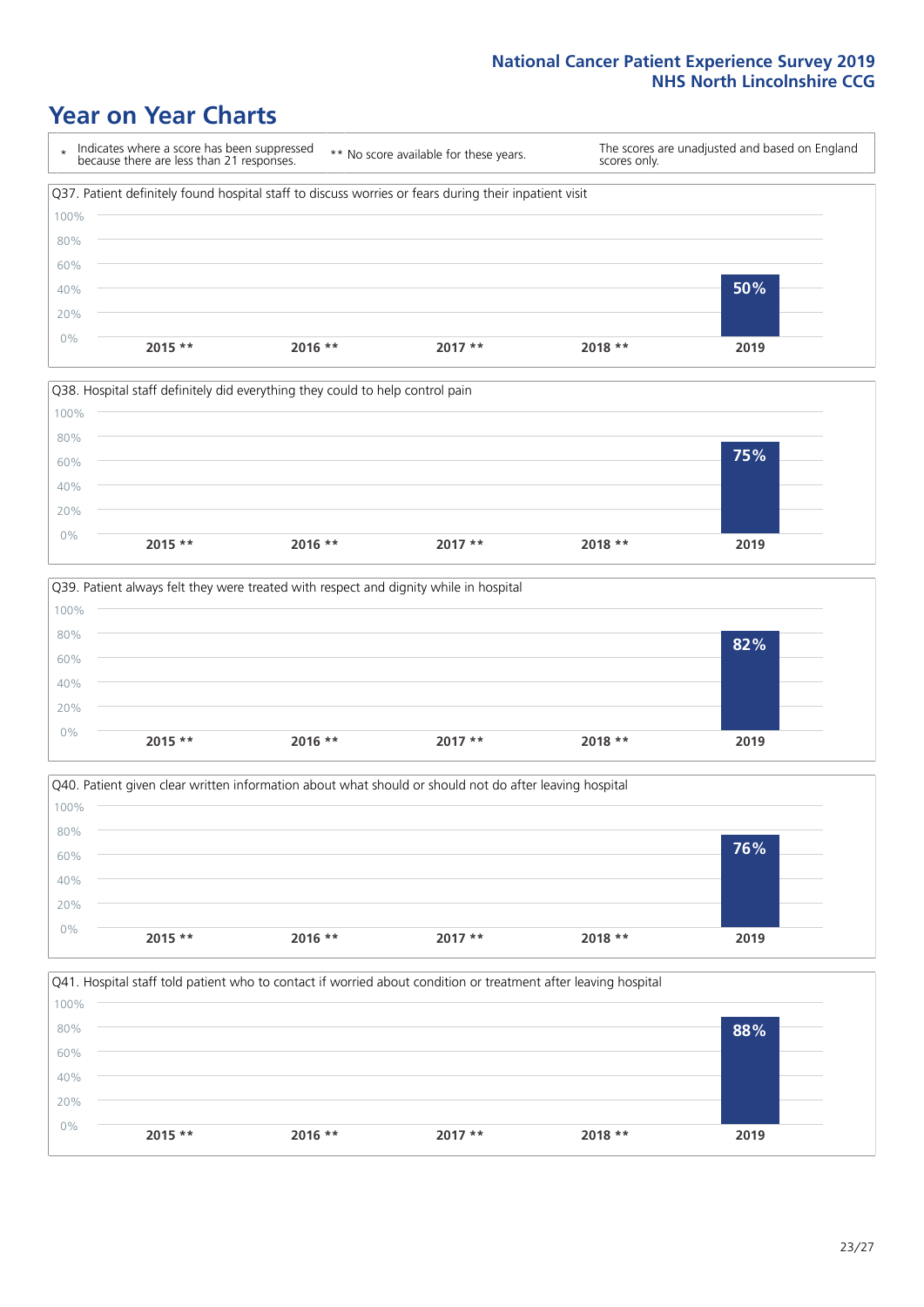# Year on Year Charts

\* Indicates where a score has been suppressed because there are less than 21 responses.

\*\* No score available for these years.

The scores are unadjusted and based on England scores only.

Q37. Patient definitely found hospital staff to discuss worries or fears during their inpatient visit

| 2015 ** | 2016 ** | 2017 ** | 2018 ** | 2019 |
|---|---|---|---|---|
| | | | | 50% |

Q38. Hospital staff definitely did everything they could to help control pain

| 2015 ** | 2016 ** | 2017 ** | 2018 ** | 2019 |
|---|---|---|---|---|
| | | | | 75% |

Q39. Patient always felt they were treated with respect and dignity while in hospital

| 2015 ** | 2016 ** | 2017 ** | 2018 ** | 2019 |
|---|---|---|---|---|
| | | | | 82% |

Q40. Patient given clear written information about what should or should not do after leaving hospital

| 2015 ** | 2016 ** | 2017 ** | 2018 ** | 2019 |
|---|---|---|---|---|
| | | | | 76% |

Q41. Hospital staff told patient who to contact if worried about condition or treatment after leaving hospital

| 2015 ** | 2016 ** | 2017 ** | 2018 ** | 2019 |
|---|---|---|---|---|
| | | | | 88% |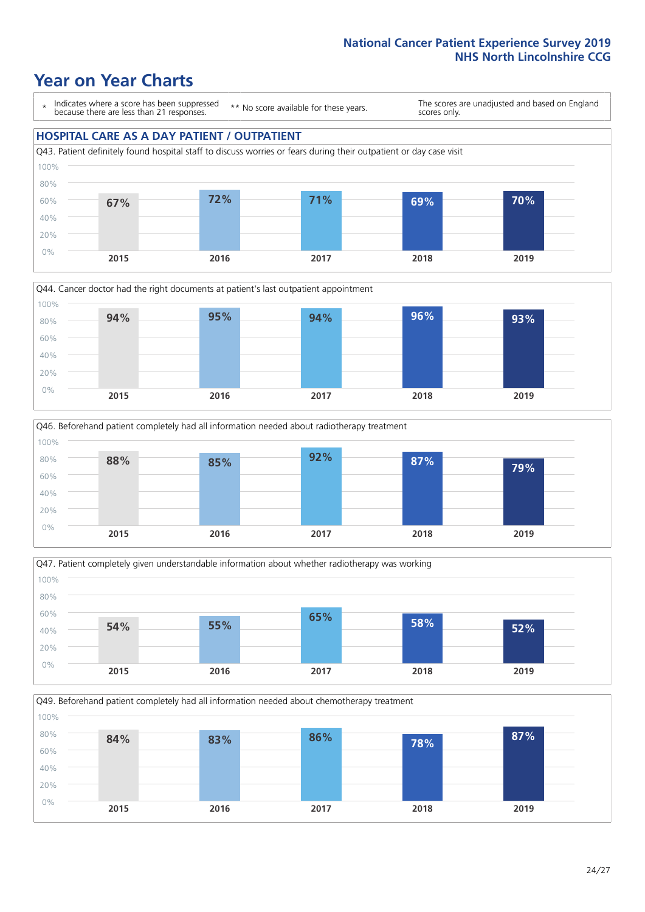# Year on Year Charts

\* Indicates where a score has been suppressed because there are less than 21 responses.

\*\* No score available for these years.

The scores are unadjusted and based on England scores only.

## HOSPITAL CARE AS A DAY PATIENT / OUTPATIENT

Q43. Patient definitely found hospital staff to discuss worries or fears during their outpatient or day case visit

| 2015 | 2016 | 2017 | 2018 | 2019 |
|---|---|---|---|---|
| 67% | 72% | 71% | 69% | 70% |

Q44. Cancer doctor had the right documents at patient's last outpatient appointment

| 2015 | 2016 | 2017 | 2018 | 2019 |
|---|---|---|---|---|
| 94% | 95% | 94% | 96% | 93% |

Q46. Beforehand patient completely had all information needed about radiotherapy treatment

| 2015 | 2016 | 2017 | 2018 | 2019 |
|---|---|---|---|---|
| 88% | 85% | 92% | 87% | 79% |

Q47. Patient completely given understandable information about whether radiotherapy was working

| 2015 | 2016 | 2017 | 2018 | 2019 |
|---|---|---|---|---|
| 54% | 55% | 65% | 58% | 52% |

Q49. Beforehand patient completely had all information needed about chemotherapy treatment

| 2015 | 2016 | 2017 | 2018 | 2019 |
|---|---|---|---|---|
| 84% | 83% | 86% | 78% | 87% |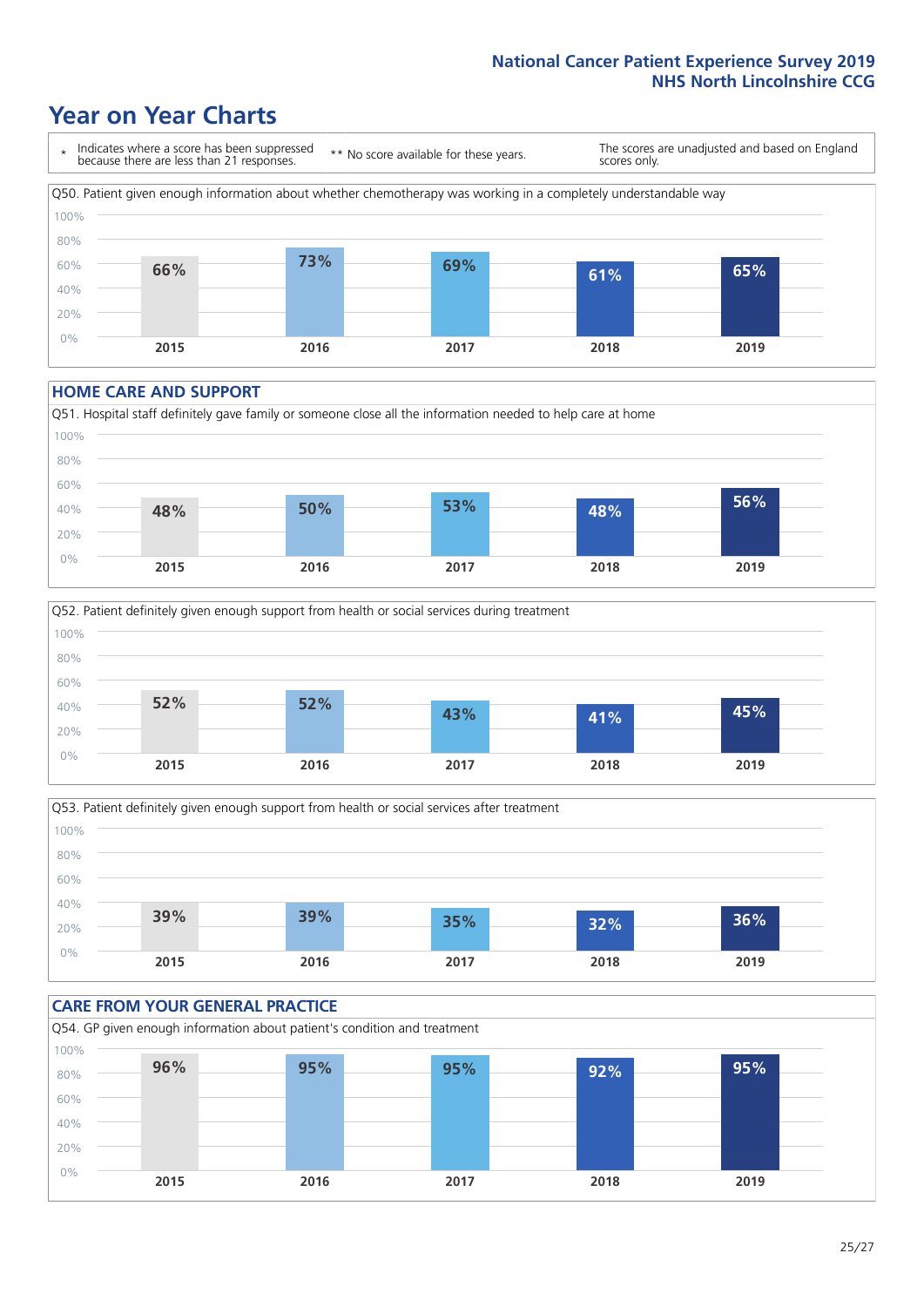# Year on Year Charts

\* Indicates where a score has been suppressed because there are less than 21 responses.

\*\* No score available for these years.

The scores are unadjusted and based on England scores only.

Q50. Patient given enough information about whether chemotherapy was working in a completely understandable way

| 2015 | 2016 | 2017 | 2018 | 2019 |
|---|---|---|---|---|
| 66% | 73% | 69% | 61% | 65% |

## HOME CARE AND SUPPORT

Q51. Hospital staff definitely gave family or someone close all the information needed to help care at home

| 2015 | 2016 | 2017 | 2018 | 2019 |
|---|---|---|---|---|
| 48% | 50% | 53% | 48% | 56% |

Q52. Patient definitely given enough support from health or social services during treatment

| 2015 | 2016 | 2017 | 2018 | 2019 |
|---|---|---|---|---|
| 52% | 52% | 43% | 41% | 45% |

Q53. Patient definitely given enough support from health or social services after treatment

| 2015 | 2016 | 2017 | 2018 | 2019 |
|---|---|---|---|---|
| 39% | 39% | 35% | 32% | 36% |

## CARE FROM YOUR GENERAL PRACTICE

Q54. GP given enough information about patient's condition and treatment

| 2015 | 2016 | 2017 | 2018 | 2019 |
|---|---|---|---|---|
| 96% | 95% | 95% | 92% | 95% |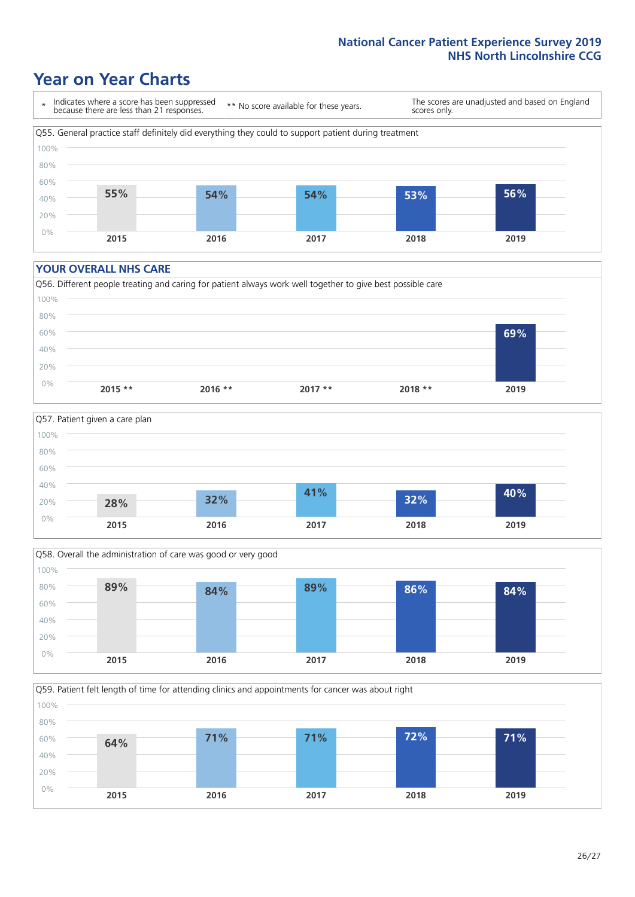# Year on Year Charts

| * Indicates where a score has been suppressed because there are less than 21 responses. | ** No score available for these years. | The scores are unadjusted and based on England scores only. |
|---|---|---|

Q55. General practice staff definitely did everything they could to support patient during treatment

| 2015 | 2016 | 2017 | 2018 | 2019 |
|---|---|---|---|---|
| 55% | 54% | 54% | 53% | 56% |

## YOUR OVERALL NHS CARE

Q56. Different people treating and caring for patient always work well together to give best possible care

| 2015 ** | 2016 ** | 2017 ** | 2018 ** | 2019 |
|---|---|---|---|---|
| | | | | 69% |

Q57. Patient given a care plan

| 2015 | 2016 | 2017 | 2018 | 2019 |
|---|---|---|---|---|
| 28% | 32% | 41% | 32% | 40% |

Q58. Overall the administration of care was good or very good

| 2015 | 2016 | 2017 | 2018 | 2019 |
|---|---|---|---|---|
| 89% | 84% | 89% | 86% | 84% |

Q59. Patient felt length of time for attending clinics and appointments for cancer was about right

| 2015 | 2016 | 2017 | 2018 | 2019 |
|---|---|---|---|---|
| 64% | 71% | 71% | 72% | 71% |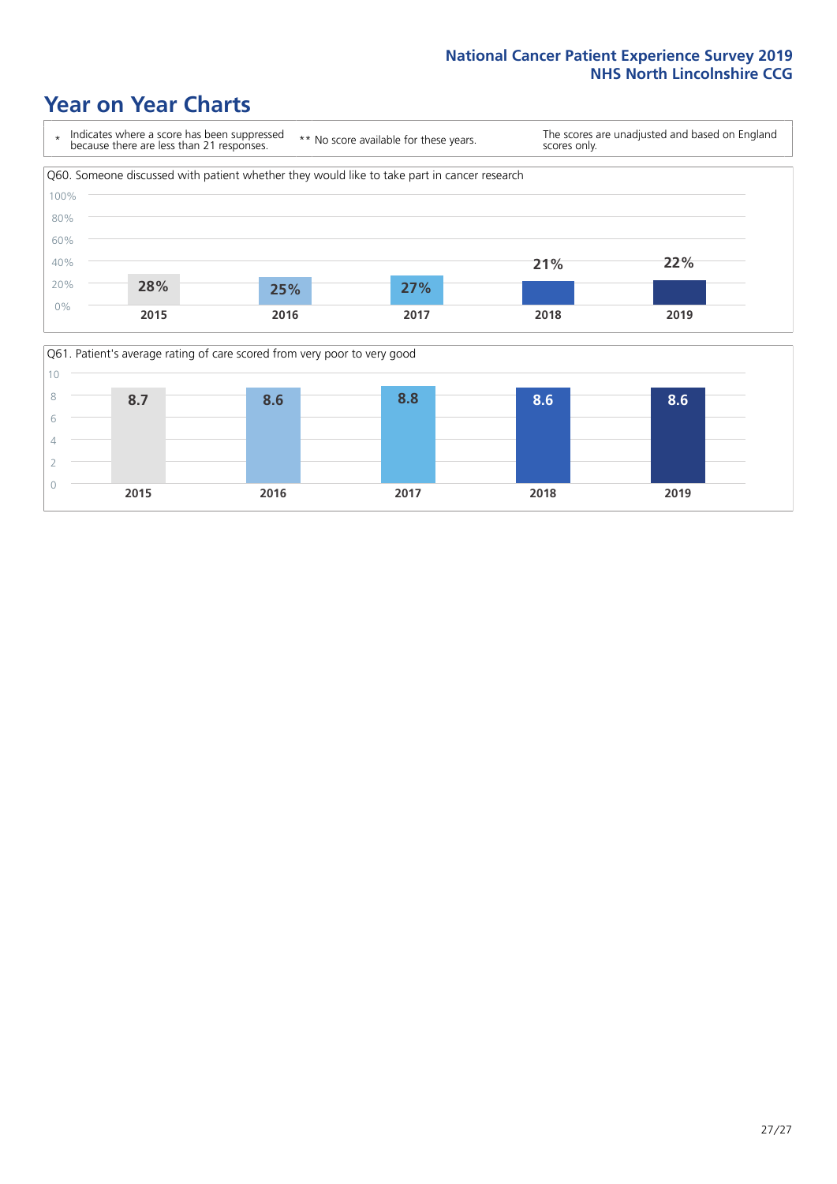# Year on Year Charts

\* Indicates where a score has been suppressed because there are less than 21 responses.

\*\* No score available for these years.

The scores are unadjusted and based on England scores only.

Q60. Someone discussed with patient whether they would like to take part in cancer research

100%
80%
60%
40%
20%
0%

28% 2015
25% 2016
27% 2017
21% 2018
22% 2019

Q61. Patient's average rating of care scored from very poor to very good

10
8
6
4
2
0

8.7 2015
8.6 2016
8.8 2017
8.6 2018
8.6 2019